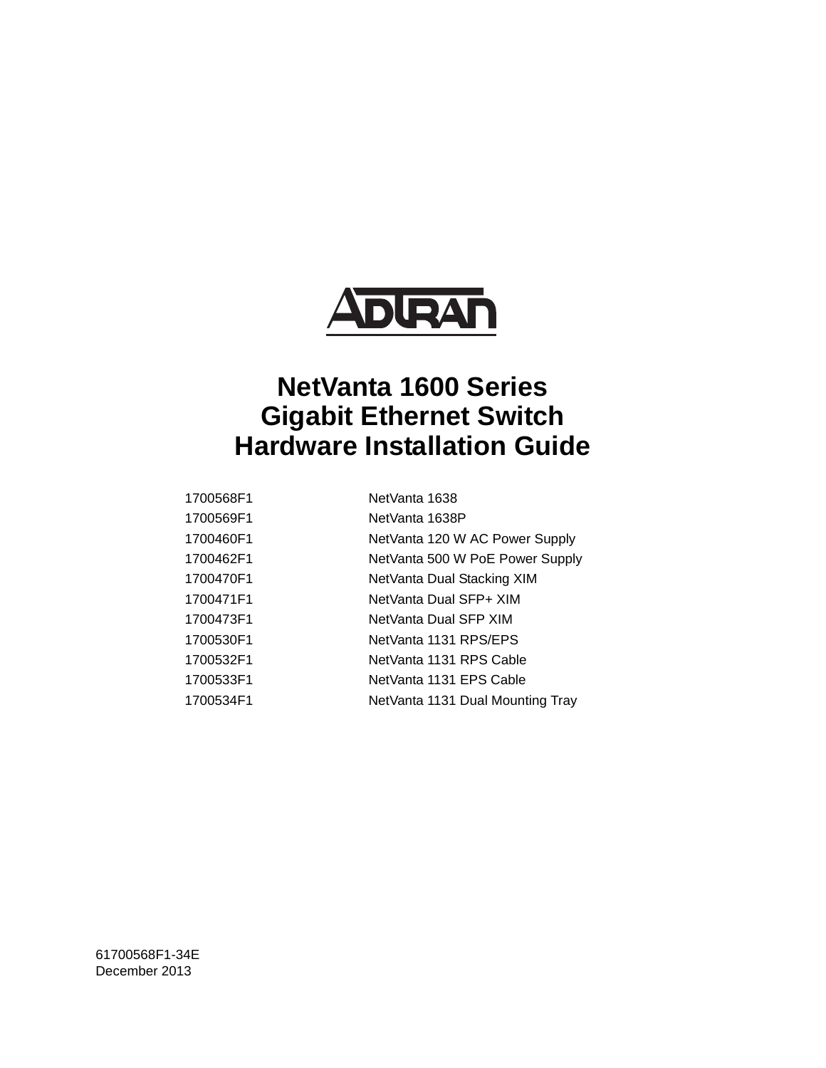ADTRAN

# NetVanta 1600 Series Gigabit Ethernet Switch Hardware Installation Guide

| | |
|---|---|
| 1700568F1 | NetVanta 1638 |
| 1700569F1 | NetVanta 1638P |
| 1700460F1 | NetVanta 120 W AC Power Supply |
| 1700462F1 | NetVanta 500 W PoE Power Supply |
| 1700470F1 | NetVanta Dual Stacking XIM |
| 1700471F1 | NetVanta Dual SFP+ XIM |
| 1700473F1 | NetVanta Dual SFP XIM |
| 1700530F1 | NetVanta 1131 RPS/EPS |
| 1700532F1 | NetVanta 1131 RPS Cable |
| 1700533F1 | NetVanta 1131 EPS Cable |
| 1700534F1 | NetVanta 1131 Dual Mounting Tray |

61700568F1-34E
December 2013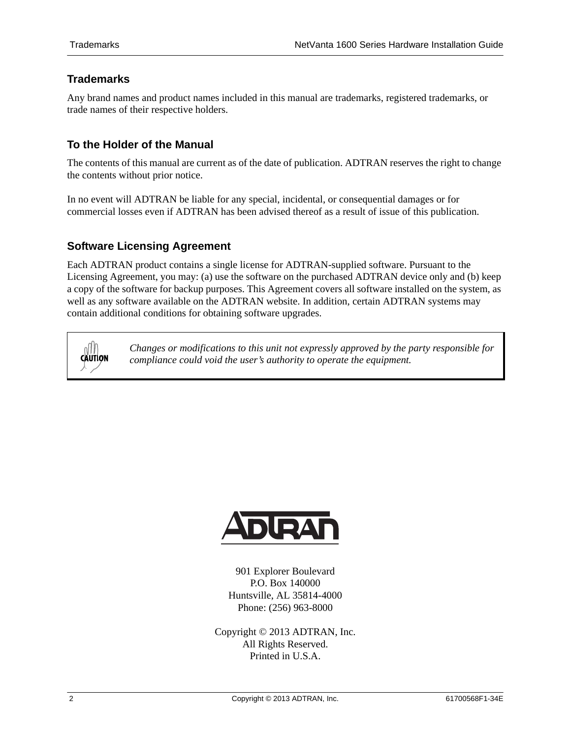## Trademarks

Any brand names and product names included in this manual are trademarks, registered trademarks, or trade names of their respective holders.

## To the Holder of the Manual

The contents of this manual are current as of the date of publication. ADTRAN reserves the right to change the contents without prior notice.

In no event will ADTRAN be liable for any special, incidental, or consequential damages or for commercial losses even if ADTRAN has been advised thereof as a result of issue of this publication.

## Software Licensing Agreement

Each ADTRAN product contains a single license for ADTRAN-supplied software. Pursuant to the Licensing Agreement, you may: (a) use the software on the purchased ADTRAN device only and (b) keep a copy of the software for backup purposes. This Agreement covers all software installed on the system, as well as any software available on the ADTRAN website. In addition, certain ADTRAN systems may contain additional conditions for obtaining software upgrades.

> **CAUTION**
>
> *Changes or modifications to this unit not expressly approved by the party responsible for compliance could void the user's authority to operate the equipment.*

901 Explorer Boulevard
P.O. Box 140000
Huntsville, AL 35814-4000
Phone: (256) 963-8000

Copyright © 2013 ADTRAN, Inc.
All Rights Reserved.
Printed in U.S.A.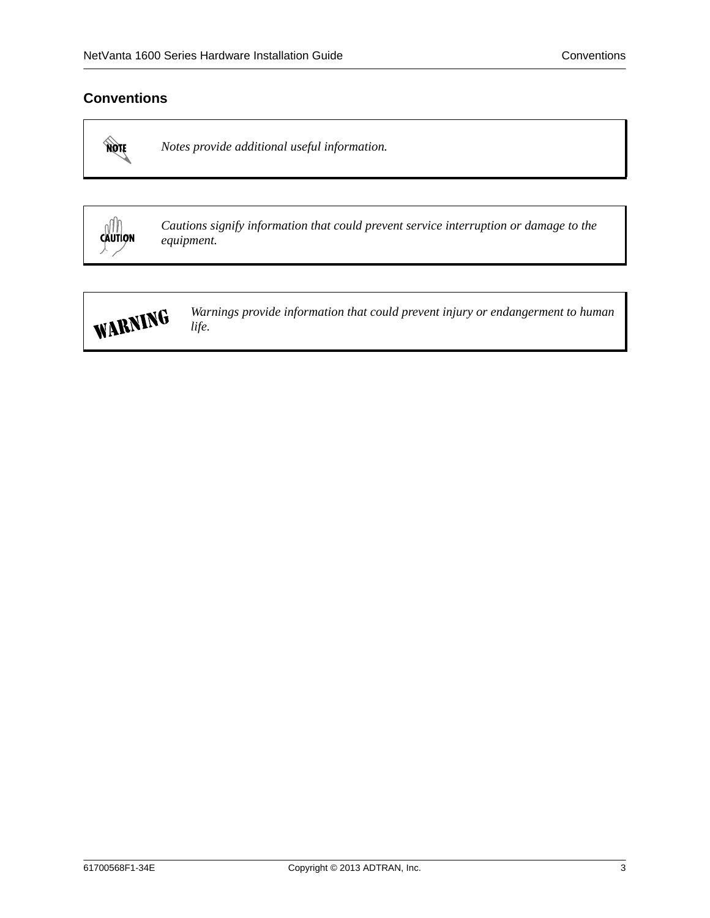## Conventions

| | |
|---|---|
| NOTE | *Notes provide additional useful information.* |

| | |
|---|---|
| CAUTION | *Cautions signify information that could prevent service interruption or damage to the equipment.* |

| | |
|---|---|
| WARNING | *Warnings provide information that could prevent injury or endangerment to human life.* |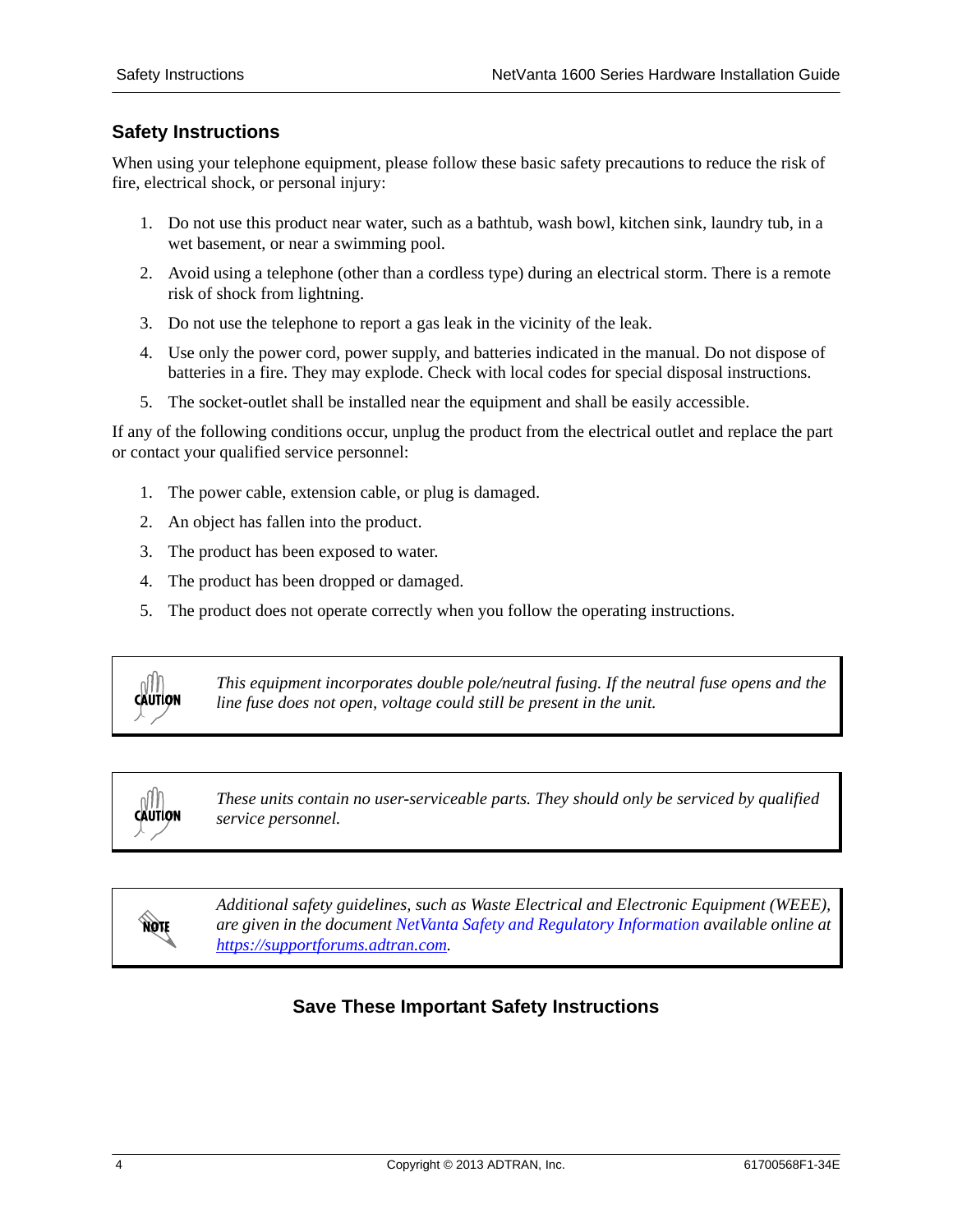## Safety Instructions

When using your telephone equipment, please follow these basic safety precautions to reduce the risk of fire, electrical shock, or personal injury:

1. Do not use this product near water, such as a bathtub, wash bowl, kitchen sink, laundry tub, in a wet basement, or near a swimming pool.
2. Avoid using a telephone (other than a cordless type) during an electrical storm. There is a remote risk of shock from lightning.
3. Do not use the telephone to report a gas leak in the vicinity of the leak.
4. Use only the power cord, power supply, and batteries indicated in the manual. Do not dispose of batteries in a fire. They may explode. Check with local codes for special disposal instructions.
5. The socket-outlet shall be installed near the equipment and shall be easily accessible.

If any of the following conditions occur, unplug the product from the electrical outlet and replace the part or contact your qualified service personnel:

1. The power cable, extension cable, or plug is damaged.
2. An object has fallen into the product.
3. The product has been exposed to water.
4. The product has been dropped or damaged.
5. The product does not operate correctly when you follow the operating instructions.

> **CAUTION**
>
> *This equipment incorporates double pole/neutral fusing. If the neutral fuse opens and the line fuse does not open, voltage could still be present in the unit.*

> **CAUTION**
>
> *These units contain no user-serviceable parts. They should only be serviced by qualified service personnel.*

> **NOTE**
>
> *Additional safety guidelines, such as Waste Electrical and Electronic Equipment (WEEE), are given in the document NetVanta Safety and Regulatory Information available online at https://supportforums.adtran.com.*

### Save These Important Safety Instructions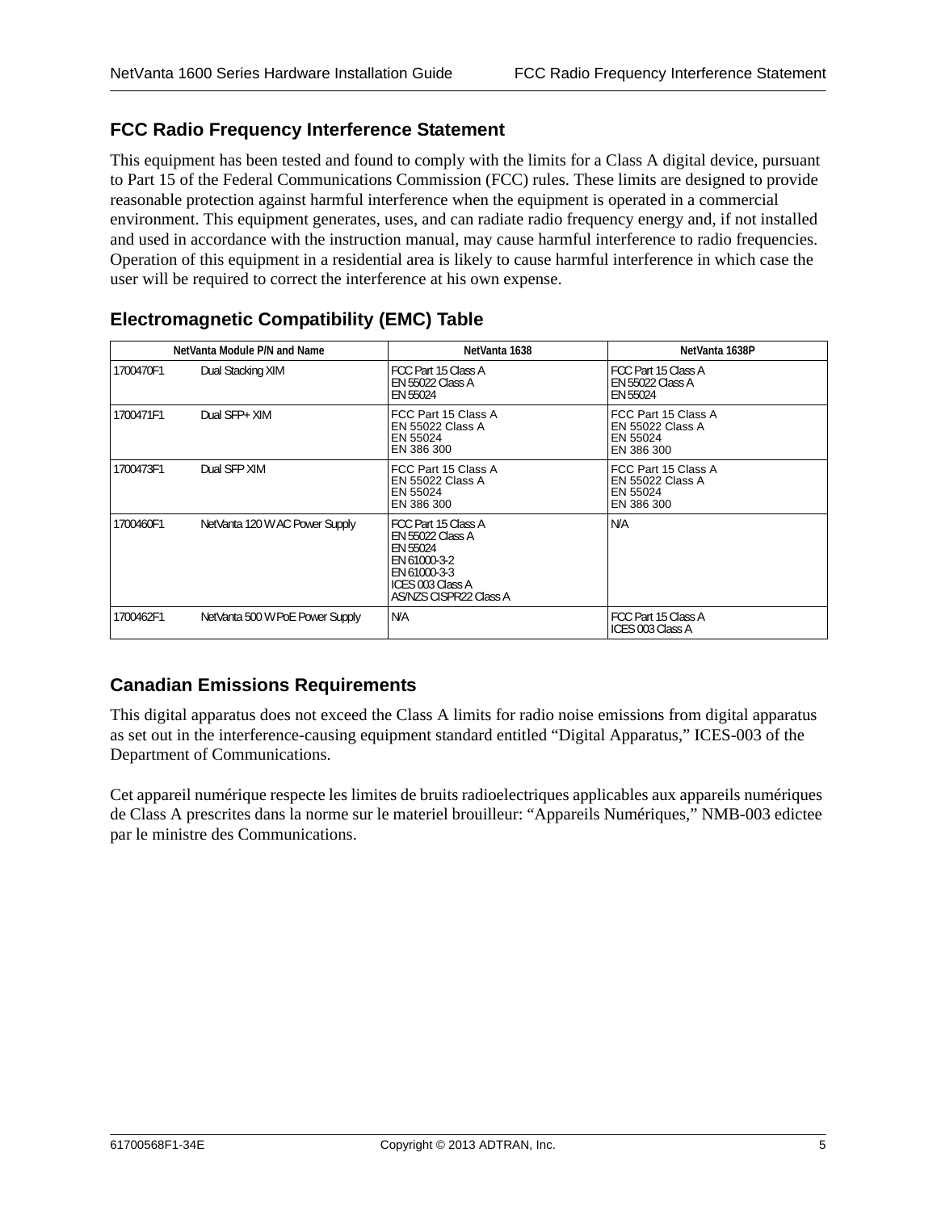## FCC Radio Frequency Interference Statement

This equipment has been tested and found to comply with the limits for a Class A digital device, pursuant to Part 15 of the Federal Communications Commission (FCC) rules. These limits are designed to provide reasonable protection against harmful interference when the equipment is operated in a commercial environment. This equipment generates, uses, and can radiate radio frequency energy and, if not installed and used in accordance with the instruction manual, may cause harmful interference to radio frequencies. Operation of this equipment in a residential area is likely to cause harmful interference in which case the user will be required to correct the interference at his own expense.

## Electromagnetic Compatibility (EMC) Table

| NetVanta Module P/N and Name | | NetVanta 1638 | NetVanta 1638P |
|---|---|---|---|
| 1700470F1 | Dual Stacking XIM | FCC Part 15 Class A<br>EN 55022 Class A<br>EN 55024 | FCC Part 15 Class A<br>EN 55022 Class A<br>EN 55024 |
| 1700471F1 | Dual SFP+ XIM | FCC Part 15 Class A<br>EN 55022 Class A<br>EN 55024<br>EN 386 300 | FCC Part 15 Class A<br>EN 55022 Class A<br>EN 55024<br>EN 386 300 |
| 1700473F1 | Dual SFP XIM | FCC Part 15 Class A<br>EN 55022 Class A<br>EN 55024<br>EN 386 300 | FCC Part 15 Class A<br>EN 55022 Class A<br>EN 55024<br>EN 386 300 |
| 1700460F1 | NetVanta 120 W AC Power Supply | FCC Part 15 Class A<br>EN 55022 Class A<br>EN 55024<br>EN 61000-3-2<br>EN 61000-3-3<br>ICES 003 Class A<br>AS/NZS CISPR22 Class A | N/A |
| 1700462F1 | NetVanta 500 W PoE Power Supply | N/A | FCC Part 15 Class A<br>ICES 003 Class A |

## Canadian Emissions Requirements

This digital apparatus does not exceed the Class A limits for radio noise emissions from digital apparatus as set out in the interference-causing equipment standard entitled “Digital Apparatus,” ICES-003 of the Department of Communications.

Cet appareil numérique respecte les limites de bruits radioelectriques applicables aux appareils numériques de Class A prescrites dans la norme sur le materiel brouilleur: “Appareils Numériques,” NMB-003 edictee par le ministre des Communications.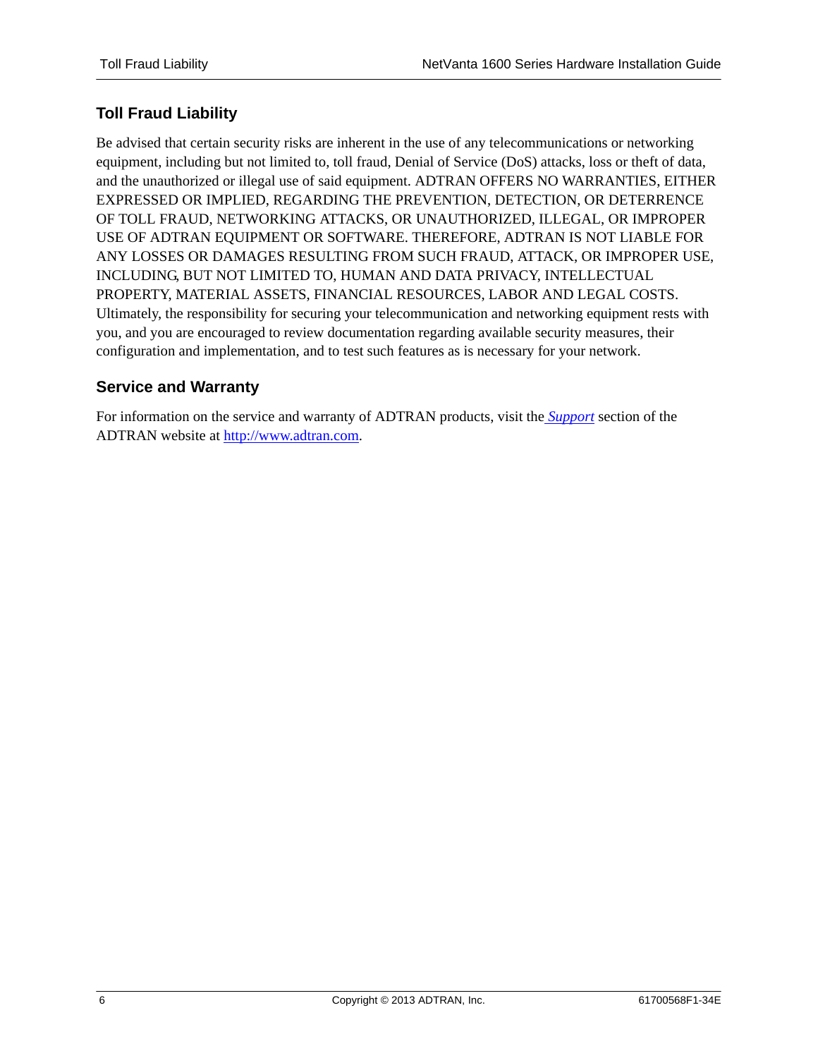## Toll Fraud Liability

Be advised that certain security risks are inherent in the use of any telecommunications or networking equipment, including but not limited to, toll fraud, Denial of Service (DoS) attacks, loss or theft of data, and the unauthorized or illegal use of said equipment. ADTRAN OFFERS NO WARRANTIES, EITHER EXPRESSED OR IMPLIED, REGARDING THE PREVENTION, DETECTION, OR DETERRENCE OF TOLL FRAUD, NETWORKING ATTACKS, OR UNAUTHORIZED, ILLEGAL, OR IMPROPER USE OF ADTRAN EQUIPMENT OR SOFTWARE. THEREFORE, ADTRAN IS NOT LIABLE FOR ANY LOSSES OR DAMAGES RESULTING FROM SUCH FRAUD, ATTACK, OR IMPROPER USE, INCLUDING, BUT NOT LIMITED TO, HUMAN AND DATA PRIVACY, INTELLECTUAL PROPERTY, MATERIAL ASSETS, FINANCIAL RESOURCES, LABOR AND LEGAL COSTS. Ultimately, the responsibility for securing your telecommunication and networking equipment rests with you, and you are encouraged to review documentation regarding available security measures, their configuration and implementation, and to test such features as is necessary for your network.

## Service and Warranty

For information on the service and warranty of ADTRAN products, visit the *Support* section of the ADTRAN website at http://www.adtran.com.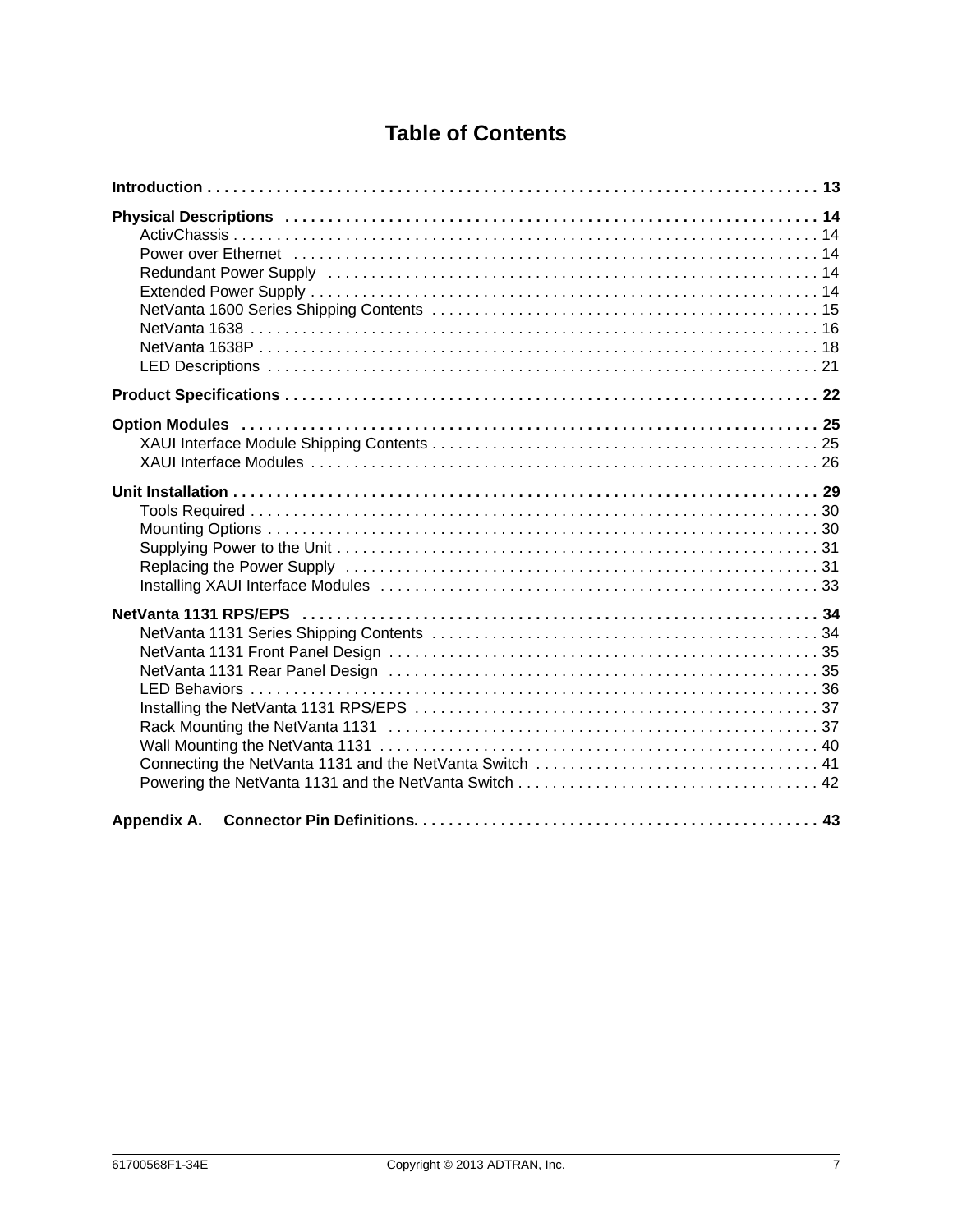# Table of Contents

**Introduction . . . . . . . . . . . . . . . . . . . . . . . . . . . . . . . . . . . . . . . . . . . . . . . . . . . . . . . . . . . . . . . . . . . . . . 13**

**Physical Descriptions . . . . . . . . . . . . . . . . . . . . . . . . . . . . . . . . . . . . . . . . . . . . . . . . . . . . . . . . . . . . . . 14**

- ActivChassis . . . . . . . . . . . . . . . . . . . . . . . . . . . . . . . . . . . . . . . . . . . . . . . . . . . . . . . . . . . . . . . . . . . . 14
- Power over Ethernet . . . . . . . . . . . . . . . . . . . . . . . . . . . . . . . . . . . . . . . . . . . . . . . . . . . . . . . . . . . . . . 14
- Redundant Power Supply . . . . . . . . . . . . . . . . . . . . . . . . . . . . . . . . . . . . . . . . . . . . . . . . . . . . . . . . . . 14
- Extended Power Supply . . . . . . . . . . . . . . . . . . . . . . . . . . . . . . . . . . . . . . . . . . . . . . . . . . . . . . . . . . . . 14
- NetVanta 1600 Series Shipping Contents . . . . . . . . . . . . . . . . . . . . . . . . . . . . . . . . . . . . . . . . . . . . . 15
- NetVanta 1638 . . . . . . . . . . . . . . . . . . . . . . . . . . . . . . . . . . . . . . . . . . . . . . . . . . . . . . . . . . . . . . . . . . 16
- NetVanta 1638P . . . . . . . . . . . . . . . . . . . . . . . . . . . . . . . . . . . . . . . . . . . . . . . . . . . . . . . . . . . . . . . . . 18
- LED Descriptions . . . . . . . . . . . . . . . . . . . . . . . . . . . . . . . . . . . . . . . . . . . . . . . . . . . . . . . . . . . . . . . . 21

**Product Specifications . . . . . . . . . . . . . . . . . . . . . . . . . . . . . . . . . . . . . . . . . . . . . . . . . . . . . . . . . . . . . . 22**

**Option Modules . . . . . . . . . . . . . . . . . . . . . . . . . . . . . . . . . . . . . . . . . . . . . . . . . . . . . . . . . . . . . . . . . . . 25**

- XAUI Interface Module Shipping Contents . . . . . . . . . . . . . . . . . . . . . . . . . . . . . . . . . . . . . . . . . . . . . 25
- XAUI Interface Modules . . . . . . . . . . . . . . . . . . . . . . . . . . . . . . . . . . . . . . . . . . . . . . . . . . . . . . . . . . . . 26

**Unit Installation . . . . . . . . . . . . . . . . . . . . . . . . . . . . . . . . . . . . . . . . . . . . . . . . . . . . . . . . . . . . . . . . . . . . 29**

- Tools Required . . . . . . . . . . . . . . . . . . . . . . . . . . . . . . . . . . . . . . . . . . . . . . . . . . . . . . . . . . . . . . . . . . 30
- Mounting Options . . . . . . . . . . . . . . . . . . . . . . . . . . . . . . . . . . . . . . . . . . . . . . . . . . . . . . . . . . . . . . . . 30
- Supplying Power to the Unit . . . . . . . . . . . . . . . . . . . . . . . . . . . . . . . . . . . . . . . . . . . . . . . . . . . . . . . . 31
- Replacing the Power Supply . . . . . . . . . . . . . . . . . . . . . . . . . . . . . . . . . . . . . . . . . . . . . . . . . . . . . . . 31
- Installing XAUI Interface Modules . . . . . . . . . . . . . . . . . . . . . . . . . . . . . . . . . . . . . . . . . . . . . . . . . . . 33

**NetVanta 1131 RPS/EPS . . . . . . . . . . . . . . . . . . . . . . . . . . . . . . . . . . . . . . . . . . . . . . . . . . . . . . . . . . . . . 34**

- NetVanta 1131 Series Shipping Contents . . . . . . . . . . . . . . . . . . . . . . . . . . . . . . . . . . . . . . . . . . . . . 34
- NetVanta 1131 Front Panel Design . . . . . . . . . . . . . . . . . . . . . . . . . . . . . . . . . . . . . . . . . . . . . . . . . . 35
- NetVanta 1131 Rear Panel Design . . . . . . . . . . . . . . . . . . . . . . . . . . . . . . . . . . . . . . . . . . . . . . . . . . 35
- LED Behaviors . . . . . . . . . . . . . . . . . . . . . . . . . . . . . . . . . . . . . . . . . . . . . . . . . . . . . . . . . . . . . . . . . . 36
- Installing the NetVanta 1131 RPS/EPS . . . . . . . . . . . . . . . . . . . . . . . . . . . . . . . . . . . . . . . . . . . . . . . 37
- Rack Mounting the NetVanta 1131 . . . . . . . . . . . . . . . . . . . . . . . . . . . . . . . . . . . . . . . . . . . . . . . . . . 37
- Wall Mounting the NetVanta 1131 . . . . . . . . . . . . . . . . . . . . . . . . . . . . . . . . . . . . . . . . . . . . . . . . . . . 40
- Connecting the NetVanta 1131 and the NetVanta Switch . . . . . . . . . . . . . . . . . . . . . . . . . . . . . . . . . 41
- Powering the NetVanta 1131 and the NetVanta Switch . . . . . . . . . . . . . . . . . . . . . . . . . . . . . . . . . . . 42

**Appendix A. Connector Pin Definitions. . . . . . . . . . . . . . . . . . . . . . . . . . . . . . . . . . . . . . . . . . . . . . . . 43**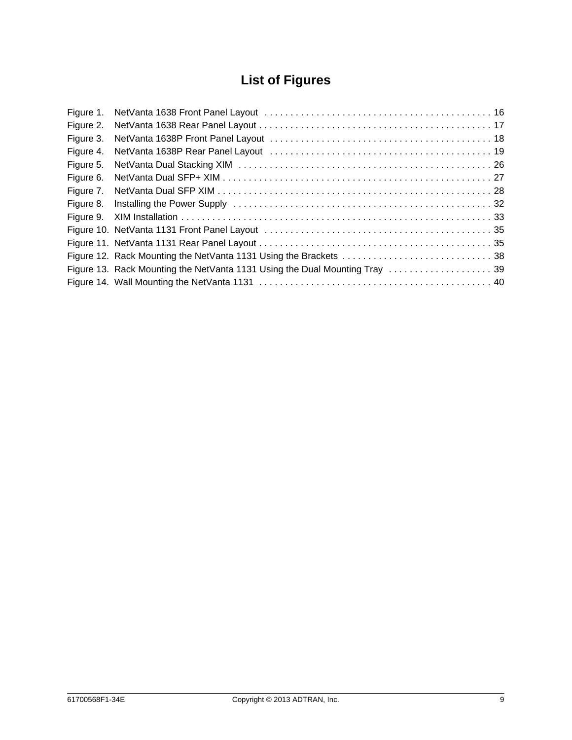# List of Figures

Figure 1. NetVanta 1638 Front Panel Layout . . . . . . . . . . . . . . . . . . . . . . . . . . . . . . . . . . . . . . . . . . . 16
Figure 2. NetVanta 1638 Rear Panel Layout . . . . . . . . . . . . . . . . . . . . . . . . . . . . . . . . . . . . . . . . . . . . 17
Figure 3. NetVanta 1638P Front Panel Layout . . . . . . . . . . . . . . . . . . . . . . . . . . . . . . . . . . . . . . . . . . 18
Figure 4. NetVanta 1638P Rear Panel Layout . . . . . . . . . . . . . . . . . . . . . . . . . . . . . . . . . . . . . . . . . . 19
Figure 5. NetVanta Dual Stacking XIM . . . . . . . . . . . . . . . . . . . . . . . . . . . . . . . . . . . . . . . . . . . . . . . . . 26
Figure 6. NetVanta Dual SFP+ XIM . . . . . . . . . . . . . . . . . . . . . . . . . . . . . . . . . . . . . . . . . . . . . . . . . . . 27
Figure 7. NetVanta Dual SFP XIM . . . . . . . . . . . . . . . . . . . . . . . . . . . . . . . . . . . . . . . . . . . . . . . . . . . . 28
Figure 8. Installing the Power Supply . . . . . . . . . . . . . . . . . . . . . . . . . . . . . . . . . . . . . . . . . . . . . . . . . . 32
Figure 9. XIM Installation . . . . . . . . . . . . . . . . . . . . . . . . . . . . . . . . . . . . . . . . . . . . . . . . . . . . . . . . . . . . 33
Figure 10. NetVanta 1131 Front Panel Layout . . . . . . . . . . . . . . . . . . . . . . . . . . . . . . . . . . . . . . . . . . . 35
Figure 11. NetVanta 1131 Rear Panel Layout . . . . . . . . . . . . . . . . . . . . . . . . . . . . . . . . . . . . . . . . . . . . 35
Figure 12. Rack Mounting the NetVanta 1131 Using the Brackets . . . . . . . . . . . . . . . . . . . . . . . . . . . . 38
Figure 13. Rack Mounting the NetVanta 1131 Using the Dual Mounting Tray . . . . . . . . . . . . . . . . . . . 39
Figure 14. Wall Mounting the NetVanta 1131 . . . . . . . . . . . . . . . . . . . . . . . . . . . . . . . . . . . . . . . . . . . . 40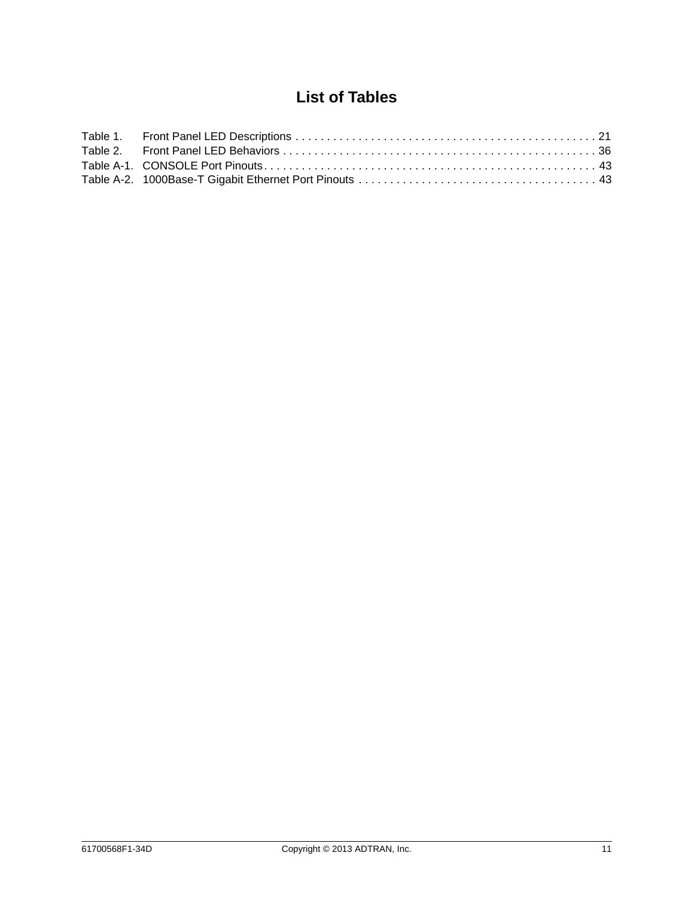# List of Tables

Table 1. Front Panel LED Descriptions . . . . . . . . . . . . . . . . . . . . . . . . . . . . . . . . . . . . . . . . . . . . . . 21
Table 2. Front Panel LED Behaviors . . . . . . . . . . . . . . . . . . . . . . . . . . . . . . . . . . . . . . . . . . . . . . . . 36
Table A-1. CONSOLE Port Pinouts . . . . . . . . . . . . . . . . . . . . . . . . . . . . . . . . . . . . . . . . . . . . . . . . . . 43
Table A-2. 1000Base-T Gigabit Ethernet Port Pinouts . . . . . . . . . . . . . . . . . . . . . . . . . . . . . . . . . . . . . 43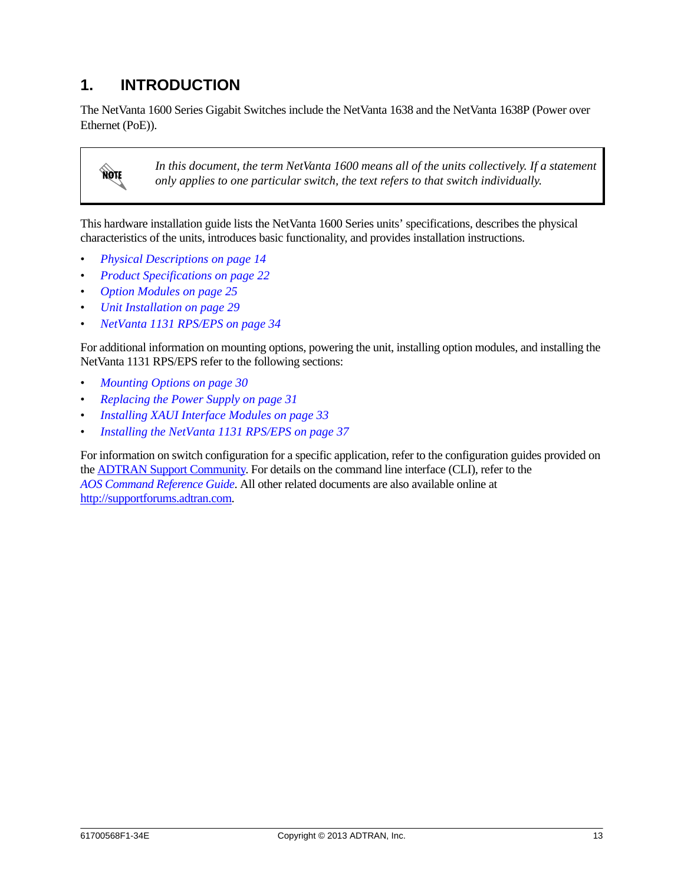# 1. INTRODUCTION

The NetVanta 1600 Series Gigabit Switches include the NetVanta 1638 and the NetVanta 1638P (Power over Ethernet (PoE)).

> **NOTE**
>
> *In this document, the term NetVanta 1600 means all of the units collectively. If a statement only applies to one particular switch, the text refers to that switch individually.*

This hardware installation guide lists the NetVanta 1600 Series units' specifications, describes the physical characteristics of the units, introduces basic functionality, and provides installation instructions.

- *Physical Descriptions on page 14*
- *Product Specifications on page 22*
- *Option Modules on page 25*
- *Unit Installation on page 29*
- *NetVanta 1131 RPS/EPS on page 34*

For additional information on mounting options, powering the unit, installing option modules, and installing the NetVanta 1131 RPS/EPS refer to the following sections:

- *Mounting Options on page 30*
- *Replacing the Power Supply on page 31*
- *Installing XAUI Interface Modules on page 33*
- *Installing the NetVanta 1131 RPS/EPS on page 37*

For information on switch configuration for a specific application, refer to the configuration guides provided on the ADTRAN Support Community. For details on the command line interface (CLI), refer to the *AOS Command Reference Guide*. All other related documents are also available online at http://supportforums.adtran.com.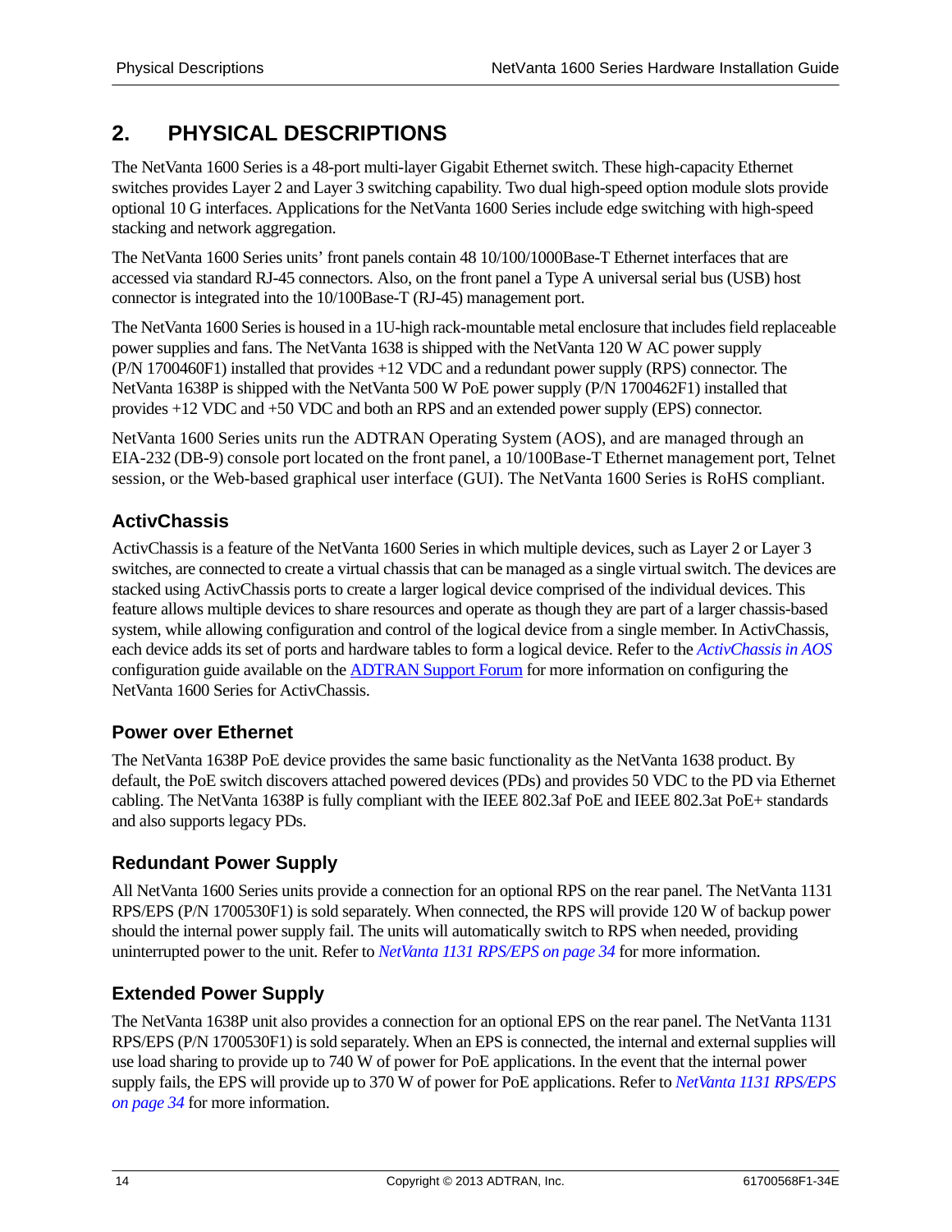# 2. PHYSICAL DESCRIPTIONS

The NetVanta 1600 Series is a 48-port multi-layer Gigabit Ethernet switch. These high-capacity Ethernet switches provides Layer 2 and Layer 3 switching capability. Two dual high-speed option module slots provide optional 10 G interfaces. Applications for the NetVanta 1600 Series include edge switching with high-speed stacking and network aggregation.

The NetVanta 1600 Series units' front panels contain 48 10/100/1000Base-T Ethernet interfaces that are accessed via standard RJ-45 connectors. Also, on the front panel a Type A universal serial bus (USB) host connector is integrated into the 10/100Base-T (RJ-45) management port.

The NetVanta 1600 Series is housed in a 1U-high rack-mountable metal enclosure that includes field replaceable power supplies and fans. The NetVanta 1638 is shipped with the NetVanta 120 W AC power supply (P/N 1700460F1) installed that provides +12 VDC and a redundant power supply (RPS) connector. The NetVanta 1638P is shipped with the NetVanta 500 W PoE power supply (P/N 1700462F1) installed that provides +12 VDC and +50 VDC and both an RPS and an extended power supply (EPS) connector.

NetVanta 1600 Series units run the ADTRAN Operating System (AOS), and are managed through an EIA-232 (DB-9) console port located on the front panel, a 10/100Base-T Ethernet management port, Telnet session, or the Web-based graphical user interface (GUI). The NetVanta 1600 Series is RoHS compliant.

## ActivChassis

ActivChassis is a feature of the NetVanta 1600 Series in which multiple devices, such as Layer 2 or Layer 3 switches, are connected to create a virtual chassis that can be managed as a single virtual switch. The devices are stacked using ActivChassis ports to create a larger logical device comprised of the individual devices. This feature allows multiple devices to share resources and operate as though they are part of a larger chassis-based system, while allowing configuration and control of the logical device from a single member. In ActivChassis, each device adds its set of ports and hardware tables to form a logical device. Refer to the *ActivChassis in AOS* configuration guide available on the ADTRAN Support Forum for more information on configuring the NetVanta 1600 Series for ActivChassis.

## Power over Ethernet

The NetVanta 1638P PoE device provides the same basic functionality as the NetVanta 1638 product. By default, the PoE switch discovers attached powered devices (PDs) and provides 50 VDC to the PD via Ethernet cabling. The NetVanta 1638P is fully compliant with the IEEE 802.3af PoE and IEEE 802.3at PoE+ standards and also supports legacy PDs.

## Redundant Power Supply

All NetVanta 1600 Series units provide a connection for an optional RPS on the rear panel. The NetVanta 1131 RPS/EPS (P/N 1700530F1) is sold separately. When connected, the RPS will provide 120 W of backup power should the internal power supply fail. The units will automatically switch to RPS when needed, providing uninterrupted power to the unit. Refer to *NetVanta 1131 RPS/EPS on page 34* for more information.

## Extended Power Supply

The NetVanta 1638P unit also provides a connection for an optional EPS on the rear panel. The NetVanta 1131 RPS/EPS (P/N 1700530F1) is sold separately. When an EPS is connected, the internal and external supplies will use load sharing to provide up to 740 W of power for PoE applications. In the event that the internal power supply fails, the EPS will provide up to 370 W of power for PoE applications. Refer to *NetVanta 1131 RPS/EPS on page 34* for more information.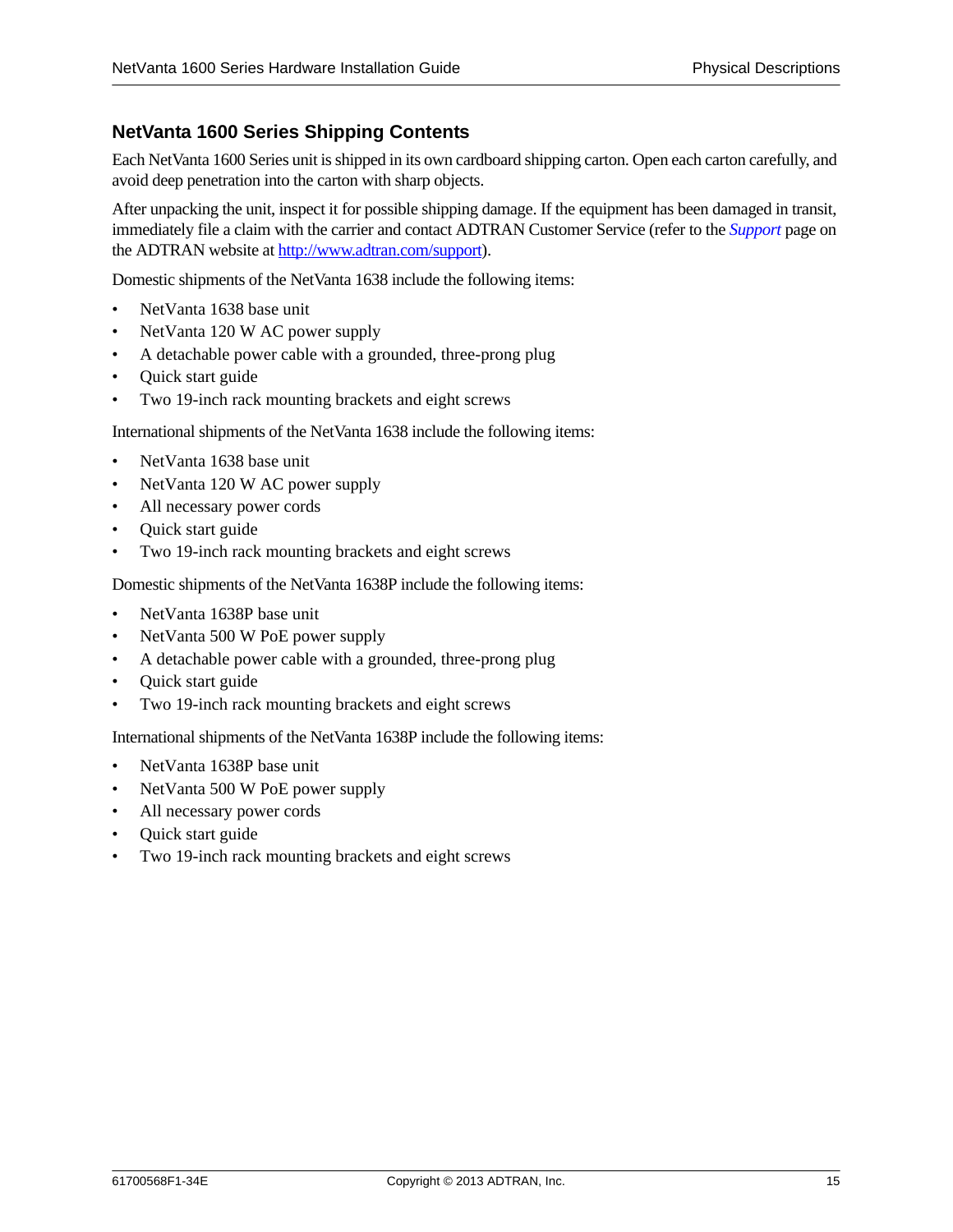## NetVanta 1600 Series Shipping Contents

Each NetVanta 1600 Series unit is shipped in its own cardboard shipping carton. Open each carton carefully, and avoid deep penetration into the carton with sharp objects.

After unpacking the unit, inspect it for possible shipping damage. If the equipment has been damaged in transit, immediately file a claim with the carrier and contact ADTRAN Customer Service (refer to the *Support* page on the ADTRAN website at [http://www.adtran.com/support](http://www.adtran.com/support)).

Domestic shipments of the NetVanta 1638 include the following items:

- NetVanta 1638 base unit
- NetVanta 120 W AC power supply
- A detachable power cable with a grounded, three-prong plug
- Quick start guide
- Two 19-inch rack mounting brackets and eight screws

International shipments of the NetVanta 1638 include the following items:

- NetVanta 1638 base unit
- NetVanta 120 W AC power supply
- All necessary power cords
- Quick start guide
- Two 19-inch rack mounting brackets and eight screws

Domestic shipments of the NetVanta 1638P include the following items:

- NetVanta 1638P base unit
- NetVanta 500 W PoE power supply
- A detachable power cable with a grounded, three-prong plug
- Quick start guide
- Two 19-inch rack mounting brackets and eight screws

International shipments of the NetVanta 1638P include the following items:

- NetVanta 1638P base unit
- NetVanta 500 W PoE power supply
- All necessary power cords
- Quick start guide
- Two 19-inch rack mounting brackets and eight screws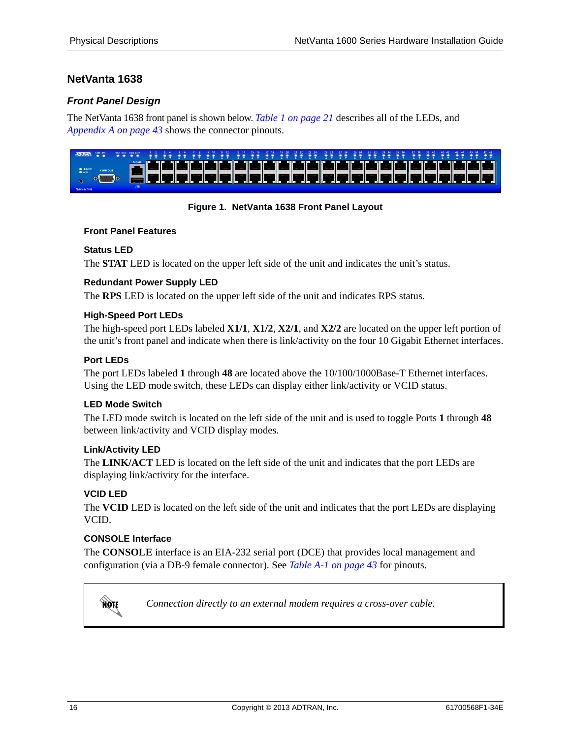## NetVanta 1638

### *Front Panel Design*

The NetVanta 1638 front panel is shown below. *Table 1 on page 21* describes all of the LEDs, and *Appendix A on page 43* shows the connector pinouts.

**Figure 1. NetVanta 1638 Front Panel Layout**

#### Front Panel Features

**Status LED**

The **STAT** LED is located on the upper left side of the unit and indicates the unit's status.

**Redundant Power Supply LED**

The **RPS** LED is located on the upper left side of the unit and indicates RPS status.

**High-Speed Port LEDs**

The high-speed port LEDs labeled **X1/1**, **X1/2**, **X2/1**, and **X2/2** are located on the upper left portion of the unit's front panel and indicate when there is link/activity on the four 10 Gigabit Ethernet interfaces.

**Port LEDs**

The port LEDs labeled **1** through **48** are located above the 10/100/1000Base-T Ethernet interfaces. Using the LED mode switch, these LEDs can display either link/activity or VCID status.

**LED Mode Switch**

The LED mode switch is located on the left side of the unit and is used to toggle Ports **1** through **48** between link/activity and VCID display modes.

**Link/Activity LED**

The **LINK/ACT** LED is located on the left side of the unit and indicates that the port LEDs are displaying link/activity for the interface.

**VCID LED**

The **VCID** LED is located on the left side of the unit and indicates that the port LEDs are displaying VCID.

**CONSOLE Interface**

The **CONSOLE** interface is an EIA-232 serial port (DCE) that provides local management and configuration (via a DB-9 female connector). See *Table A-1 on page 43* for pinouts.

> **NOTE:** *Connection directly to an external modem requires a cross-over cable.*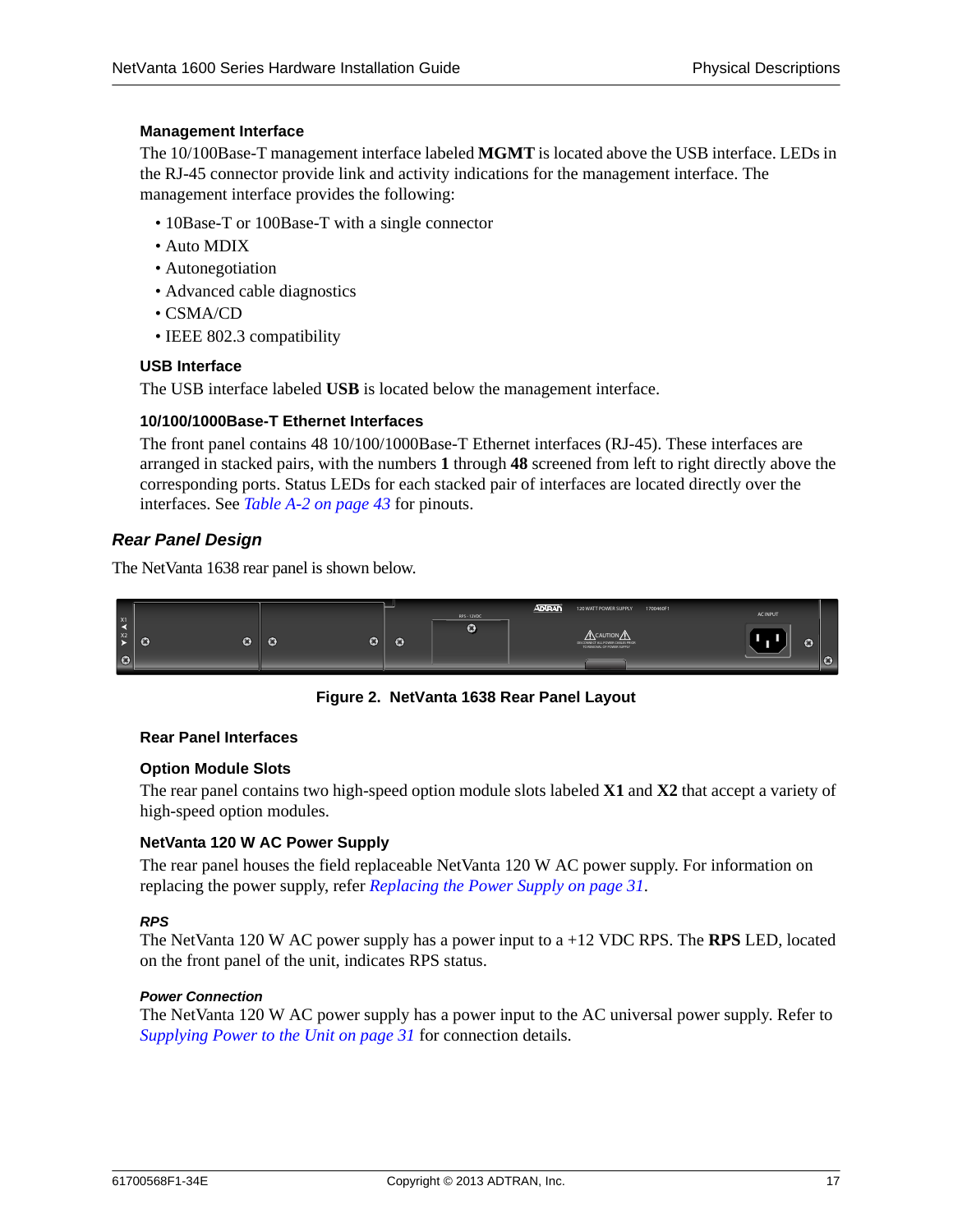#### Management Interface

The 10/100Base-T management interface labeled **MGMT** is located above the USB interface. LEDs in the RJ-45 connector provide link and activity indications for the management interface. The management interface provides the following:

- 10Base-T or 100Base-T with a single connector
- Auto MDIX
- Autonegotiation
- Advanced cable diagnostics
- CSMA/CD
- IEEE 802.3 compatibility

#### USB Interface

The USB interface labeled **USB** is located below the management interface.

#### 10/100/1000Base-T Ethernet Interfaces

The front panel contains 48 10/100/1000Base-T Ethernet interfaces (RJ-45). These interfaces are arranged in stacked pairs, with the numbers **1** through **48** screened from left to right directly above the corresponding ports. Status LEDs for each stacked pair of interfaces are located directly over the interfaces. See *Table A-2 on page 43* for pinouts.

### *Rear Panel Design*

The NetVanta 1638 rear panel is shown below.

**Figure 2. NetVanta 1638 Rear Panel Layout**

#### Rear Panel Interfaces

#### Option Module Slots

The rear panel contains two high-speed option module slots labeled **X1** and **X2** that accept a variety of high-speed option modules.

#### NetVanta 120 W AC Power Supply

The rear panel houses the field replaceable NetVanta 120 W AC power supply. For information on replacing the power supply, refer *Replacing the Power Supply on page 31*.

##### *RPS*

The NetVanta 120 W AC power supply has a power input to a +12 VDC RPS. The **RPS** LED, located on the front panel of the unit, indicates RPS status.

##### *Power Connection*

The NetVanta 120 W AC power supply has a power input to the AC universal power supply. Refer to *Supplying Power to the Unit on page 31* for connection details.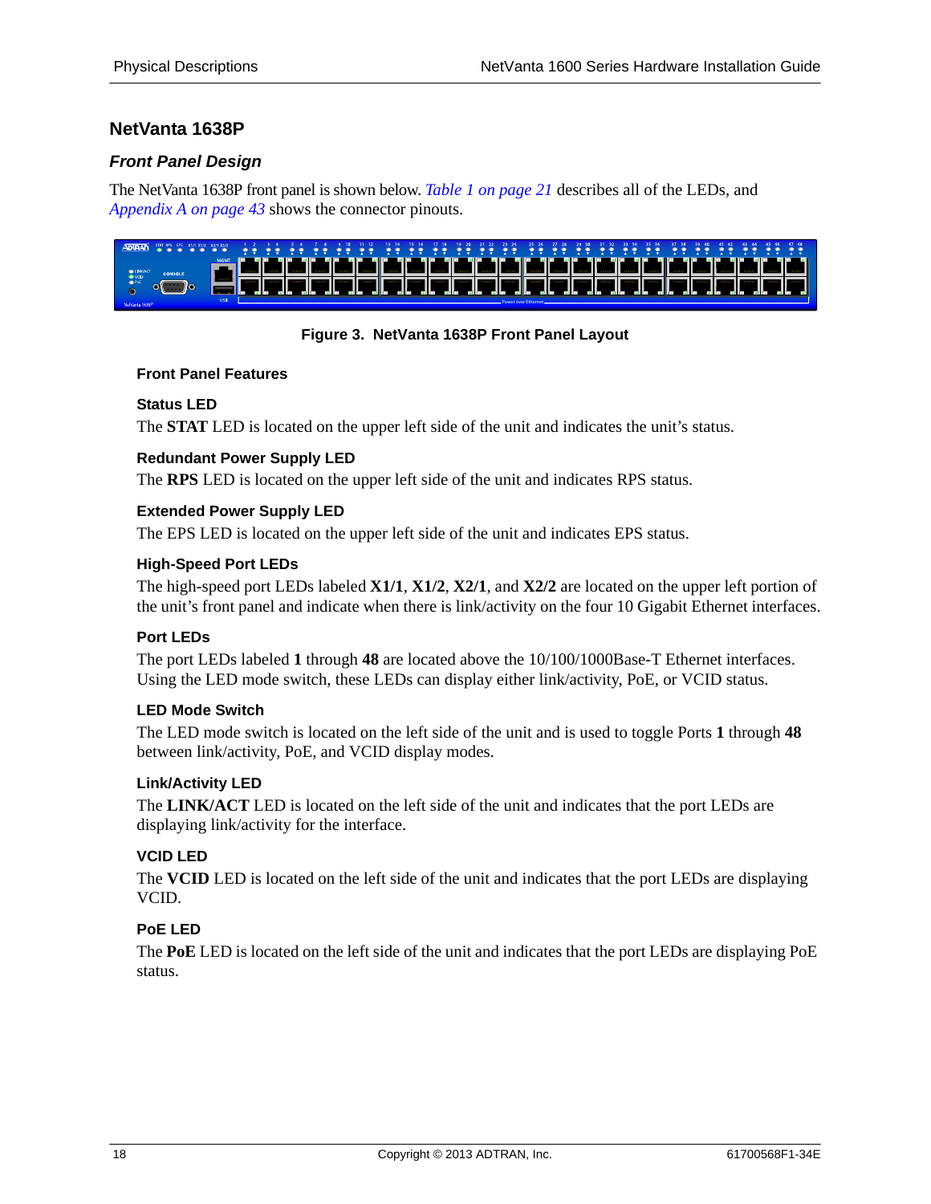## NetVanta 1638P

### *Front Panel Design*

The NetVanta 1638P front panel is shown below. *Table 1 on page 21* describes all of the LEDs, and *Appendix A on page 43* shows the connector pinouts.

**Figure 3. NetVanta 1638P Front Panel Layout**

#### Front Panel Features

**Status LED**

The **STAT** LED is located on the upper left side of the unit and indicates the unit's status.

**Redundant Power Supply LED**

The **RPS** LED is located on the upper left side of the unit and indicates RPS status.

**Extended Power Supply LED**

The EPS LED is located on the upper left side of the unit and indicates EPS status.

**High-Speed Port LEDs**

The high-speed port LEDs labeled **X1/1**, **X1/2**, **X2/1**, and **X2/2** are located on the upper left portion of the unit's front panel and indicate when there is link/activity on the four 10 Gigabit Ethernet interfaces.

**Port LEDs**

The port LEDs labeled **1** through **48** are located above the 10/100/1000Base-T Ethernet interfaces. Using the LED mode switch, these LEDs can display either link/activity, PoE, or VCID status.

**LED Mode Switch**

The LED mode switch is located on the left side of the unit and is used to toggle Ports **1** through **48** between link/activity, PoE, and VCID display modes.

**Link/Activity LED**

The **LINK/ACT** LED is located on the left side of the unit and indicates that the port LEDs are displaying link/activity for the interface.

**VCID LED**

The **VCID** LED is located on the left side of the unit and indicates that the port LEDs are displaying VCID.

**PoE LED**

The **PoE** LED is located on the left side of the unit and indicates that the port LEDs are displaying PoE status.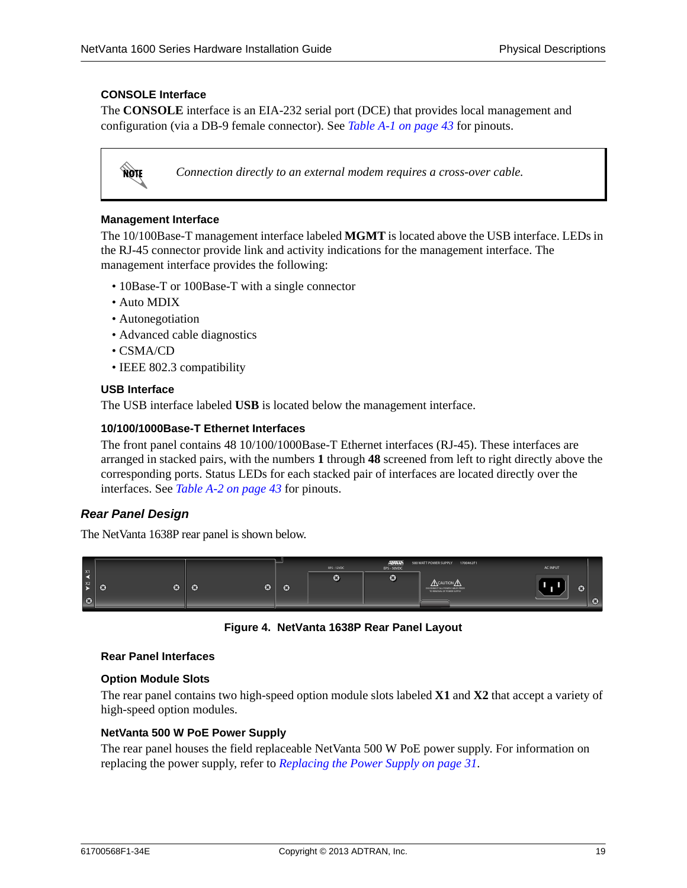#### CONSOLE Interface

The **CONSOLE** interface is an EIA-232 serial port (DCE) that provides local management and configuration (via a DB-9 female connector). See *Table A-1 on page 43* for pinouts.

> **NOTE**
> *Connection directly to an external modem requires a cross-over cable.*

#### Management Interface

The 10/100Base-T management interface labeled **MGMT** is located above the USB interface. LEDs in the RJ-45 connector provide link and activity indications for the management interface. The management interface provides the following:

- 10Base-T or 100Base-T with a single connector
- Auto MDIX
- Autonegotiation
- Advanced cable diagnostics
- CSMA/CD
- IEEE 802.3 compatibility

#### USB Interface

The USB interface labeled **USB** is located below the management interface.

#### 10/100/1000Base-T Ethernet Interfaces

The front panel contains 48 10/100/1000Base-T Ethernet interfaces (RJ-45). These interfaces are arranged in stacked pairs, with the numbers **1** through **48** screened from left to right directly above the corresponding ports. Status LEDs for each stacked pair of interfaces are located directly over the interfaces. See *Table A-2 on page 43* for pinouts.

### *Rear Panel Design*

The NetVanta 1638P rear panel is shown below.

**Figure 4. NetVanta 1638P Rear Panel Layout**

#### Rear Panel Interfaces

#### Option Module Slots

The rear panel contains two high-speed option module slots labeled **X1** and **X2** that accept a variety of high-speed option modules.

#### NetVanta 500 W PoE Power Supply

The rear panel houses the field replaceable NetVanta 500 W PoE power supply. For information on replacing the power supply, refer to *Replacing the Power Supply on page 31*.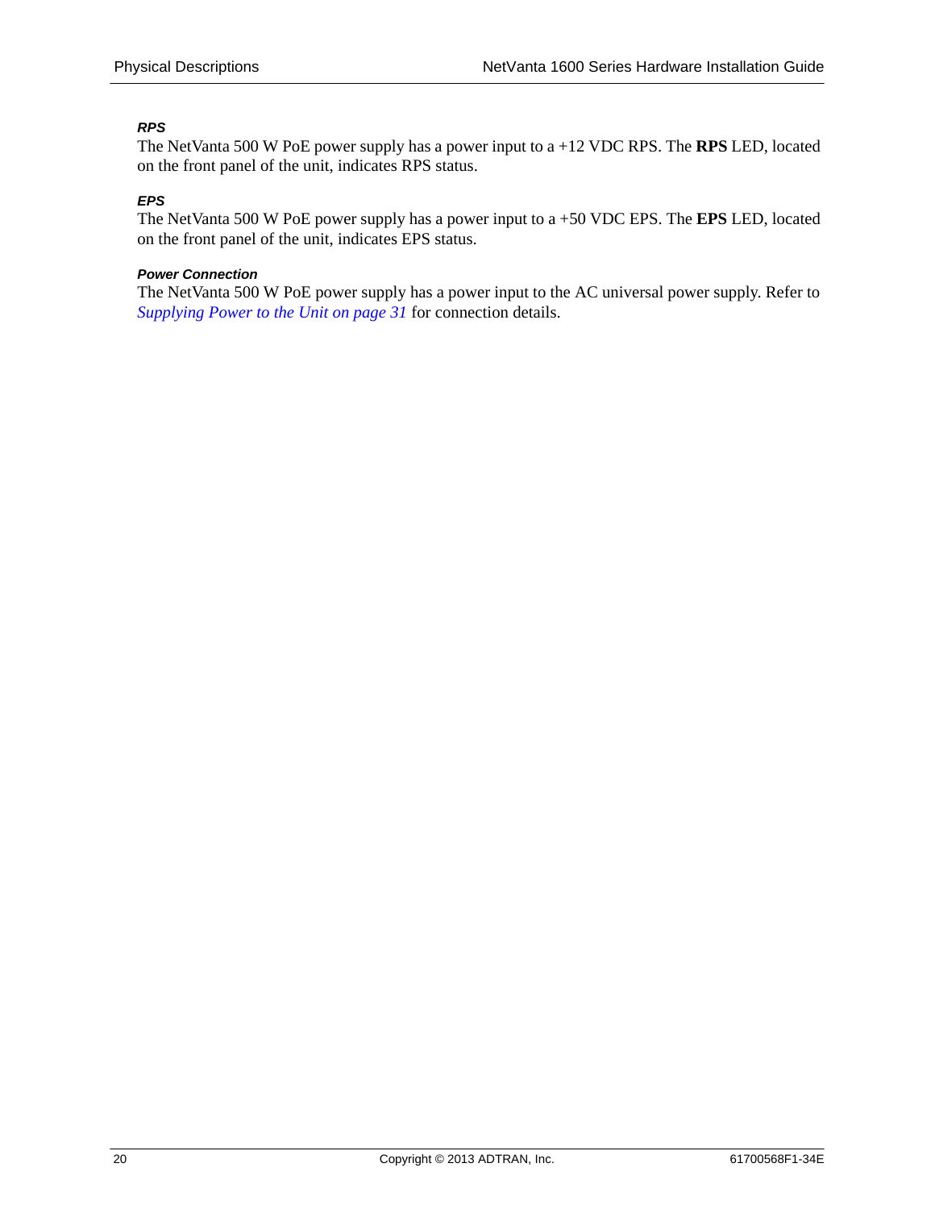#### *RPS*

The NetVanta 500 W PoE power supply has a power input to a +12 VDC RPS. The **RPS** LED, located on the front panel of the unit, indicates RPS status.

#### *EPS*

The NetVanta 500 W PoE power supply has a power input to a +50 VDC EPS. The **EPS** LED, located on the front panel of the unit, indicates EPS status.

#### *Power Connection*

The NetVanta 500 W PoE power supply has a power input to the AC universal power supply. Refer to *Supplying Power to the Unit on page 31* for connection details.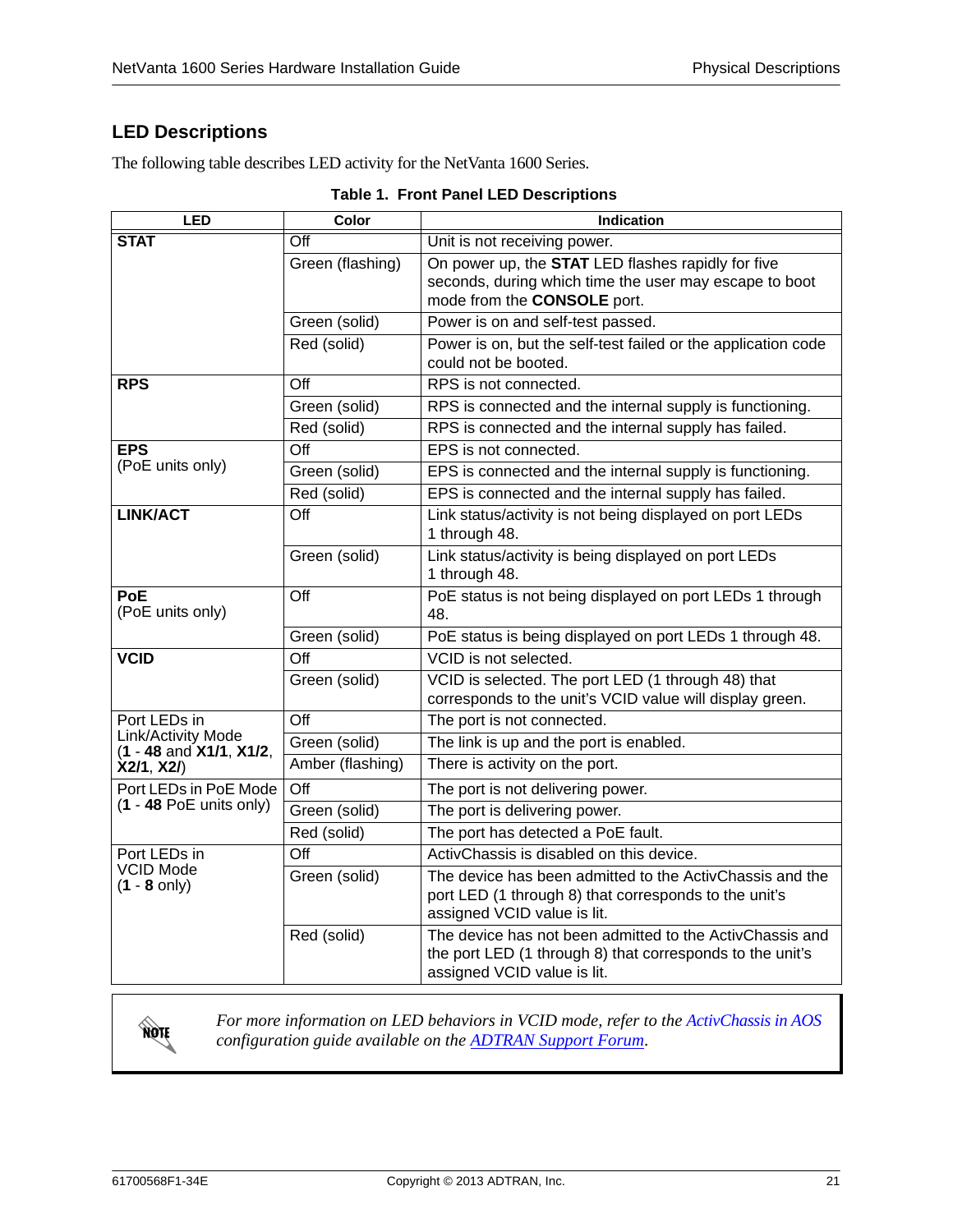## LED Descriptions

The following table describes LED activity for the NetVanta 1600 Series.

**Table 1. Front Panel LED Descriptions**

| LED | Color | Indication |
|---|---|---|
| **STAT** | Off | Unit is not receiving power. |
| | Green (flashing) | On power up, the **STAT** LED flashes rapidly for five seconds, during which time the user may escape to boot mode from the **CONSOLE** port. |
| | Green (solid) | Power is on and self-test passed. |
| | Red (solid) | Power is on, but the self-test failed or the application code could not be booted. |
| **RPS** | Off | RPS is not connected. |
| | Green (solid) | RPS is connected and the internal supply is functioning. |
| | Red (solid) | RPS is connected and the internal supply has failed. |
| **EPS** (PoE units only) | Off | EPS is not connected. |
| | Green (solid) | EPS is connected and the internal supply is functioning. |
| | Red (solid) | EPS is connected and the internal supply has failed. |
| **LINK/ACT** | Off | Link status/activity is not being displayed on port LEDs 1 through 48. |
| | Green (solid) | Link status/activity is being displayed on port LEDs 1 through 48. |
| **PoE** (PoE units only) | Off | PoE status is not being displayed on port LEDs 1 through 48. |
| | Green (solid) | PoE status is being displayed on port LEDs 1 through 48. |
| **VCID** | Off | VCID is not selected. |
| | Green (solid) | VCID is selected. The port LED (1 through 48) that corresponds to the unit's VCID value will display green. |
| Port LEDs in Link/Activity Mode (**1** - **48** and **X1/1**, **X1/2**, **X2/1**, **X2/**) | Off | The port is not connected. |
| | Green (solid) | The link is up and the port is enabled. |
| | Amber (flashing) | There is activity on the port. |
| Port LEDs in PoE Mode (**1** - **48** PoE units only) | Off | The port is not delivering power. |
| | Green (solid) | The port is delivering power. |
| | Red (solid) | The port has detected a PoE fault. |
| Port LEDs in VCID Mode (**1** - **8** only) | Off | ActivChassis is disabled on this device. |
| | Green (solid) | The device has been admitted to the ActivChassis and the port LED (1 through 8) that corresponds to the unit's assigned VCID value is lit. |
| | Red (solid) | The device has not been admitted to the ActivChassis and the port LED (1 through 8) that corresponds to the unit's assigned VCID value is lit. |

> **NOTE:** *For more information on LED behaviors in VCID mode, refer to the ActivChassis in AOS configuration guide available on the ADTRAN Support Forum.*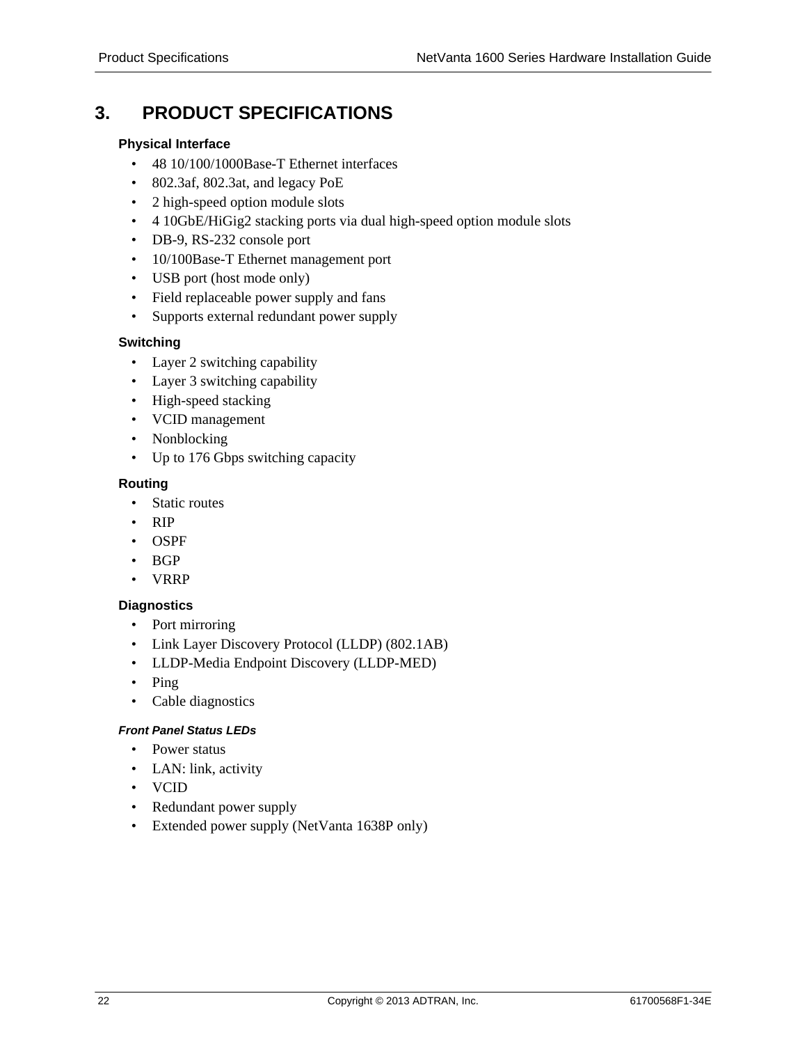# 3. PRODUCT SPECIFICATIONS

### Physical Interface

- 48 10/100/1000Base-T Ethernet interfaces
- 802.3af, 802.3at, and legacy PoE
- 2 high-speed option module slots
- 4 10GbE/HiGig2 stacking ports via dual high-speed option module slots
- DB-9, RS-232 console port
- 10/100Base-T Ethernet management port
- USB port (host mode only)
- Field replaceable power supply and fans
- Supports external redundant power supply

### Switching

- Layer 2 switching capability
- Layer 3 switching capability
- High-speed stacking
- VCID management
- Nonblocking
- Up to 176 Gbps switching capacity

### Routing

- Static routes
- RIP
- OSPF
- BGP
- VRRP

### Diagnostics

- Port mirroring
- Link Layer Discovery Protocol (LLDP) (802.1AB)
- LLDP-Media Endpoint Discovery (LLDP-MED)
- Ping
- Cable diagnostics

#### *Front Panel Status LEDs*

- Power status
- LAN: link, activity
- VCID
- Redundant power supply
- Extended power supply (NetVanta 1638P only)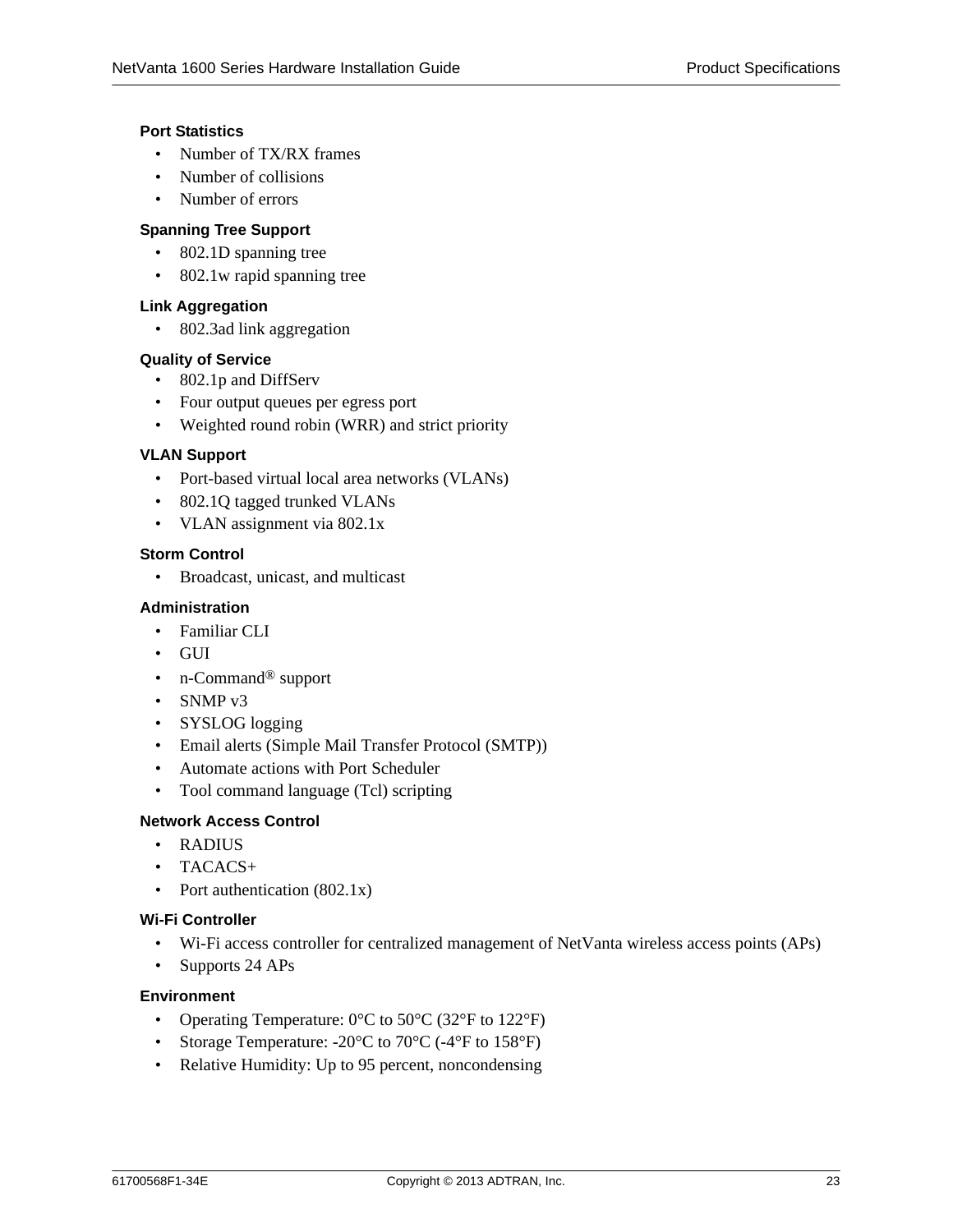#### Port Statistics

- Number of TX/RX frames
- Number of collisions
- Number of errors

#### Spanning Tree Support

- 802.1D spanning tree
- 802.1w rapid spanning tree

#### Link Aggregation

- 802.3ad link aggregation

#### Quality of Service

- 802.1p and DiffServ
- Four output queues per egress port
- Weighted round robin (WRR) and strict priority

#### VLAN Support

- Port-based virtual local area networks (VLANs)
- 802.1Q tagged trunked VLANs
- VLAN assignment via 802.1x

#### Storm Control

- Broadcast, unicast, and multicast

#### Administration

- Familiar CLI
- GUI
- n-Command® support
- SNMP v3
- SYSLOG logging
- Email alerts (Simple Mail Transfer Protocol (SMTP))
- Automate actions with Port Scheduler
- Tool command language (Tcl) scripting

#### Network Access Control

- RADIUS
- TACACS+
- Port authentication (802.1x)

#### Wi-Fi Controller

- Wi-Fi access controller for centralized management of NetVanta wireless access points (APs)
- Supports 24 APs

#### Environment

- Operating Temperature: 0°C to 50°C (32°F to 122°F)
- Storage Temperature: -20°C to 70°C (-4°F to 158°F)
- Relative Humidity: Up to 95 percent, noncondensing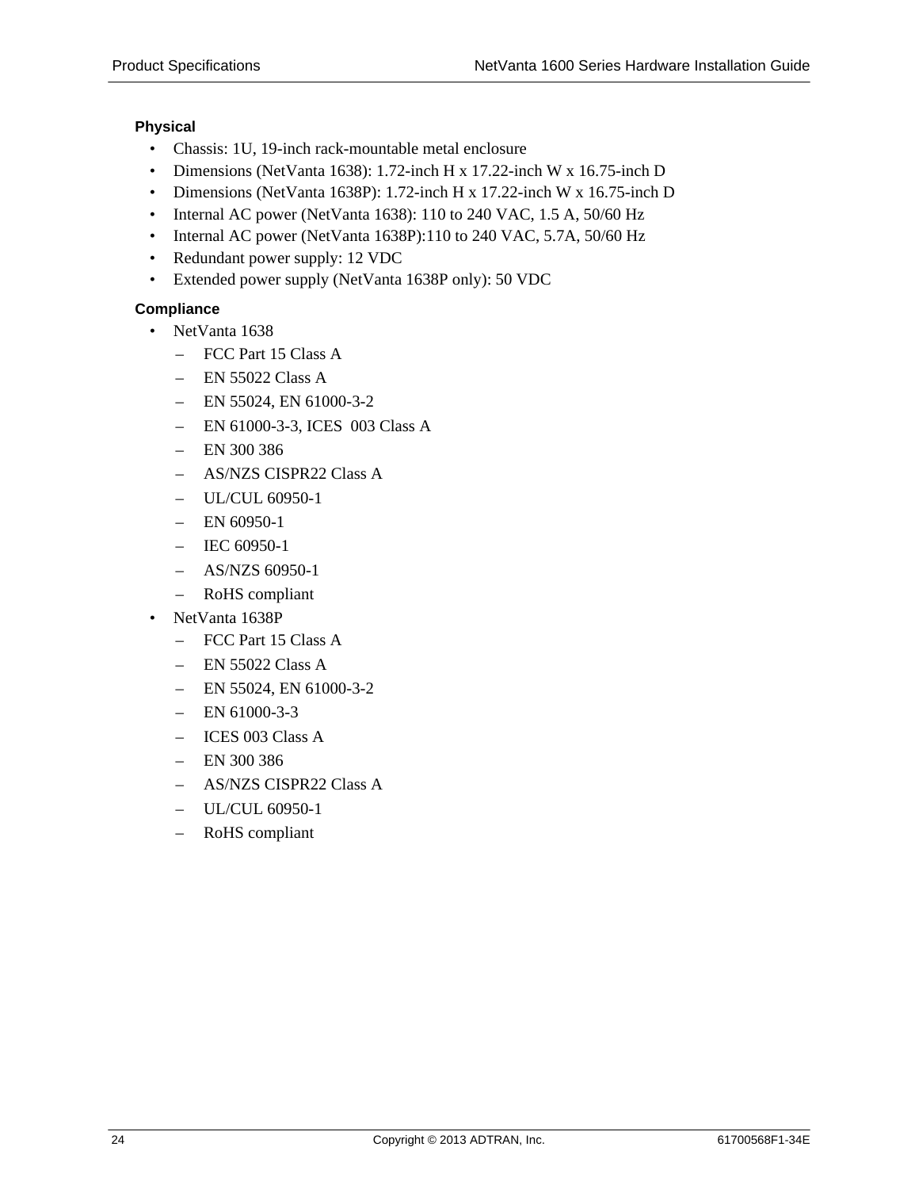### Physical

- Chassis: 1U, 19-inch rack-mountable metal enclosure
- Dimensions (NetVanta 1638): 1.72-inch H x 17.22-inch W x 16.75-inch D
- Dimensions (NetVanta 1638P): 1.72-inch H x 17.22-inch W x 16.75-inch D
- Internal AC power (NetVanta 1638): 110 to 240 VAC, 1.5 A, 50/60 Hz
- Internal AC power (NetVanta 1638P):110 to 240 VAC, 5.7A, 50/60 Hz
- Redundant power supply: 12 VDC
- Extended power supply (NetVanta 1638P only): 50 VDC

### Compliance

- NetVanta 1638
  - FCC Part 15 Class A
  - EN 55022 Class A
  - EN 55024, EN 61000-3-2
  - EN 61000-3-3, ICES  003 Class A
  - EN 300 386
  - AS/NZS CISPR22 Class A
  - UL/CUL 60950-1
  - EN 60950-1
  - IEC 60950-1
  - AS/NZS 60950-1
  - RoHS compliant
- NetVanta 1638P
  - FCC Part 15 Class A
  - EN 55022 Class A
  - EN 55024, EN 61000-3-2
  - EN 61000-3-3
  - ICES 003 Class A
  - EN 300 386
  - AS/NZS CISPR22 Class A
  - UL/CUL 60950-1
  - RoHS compliant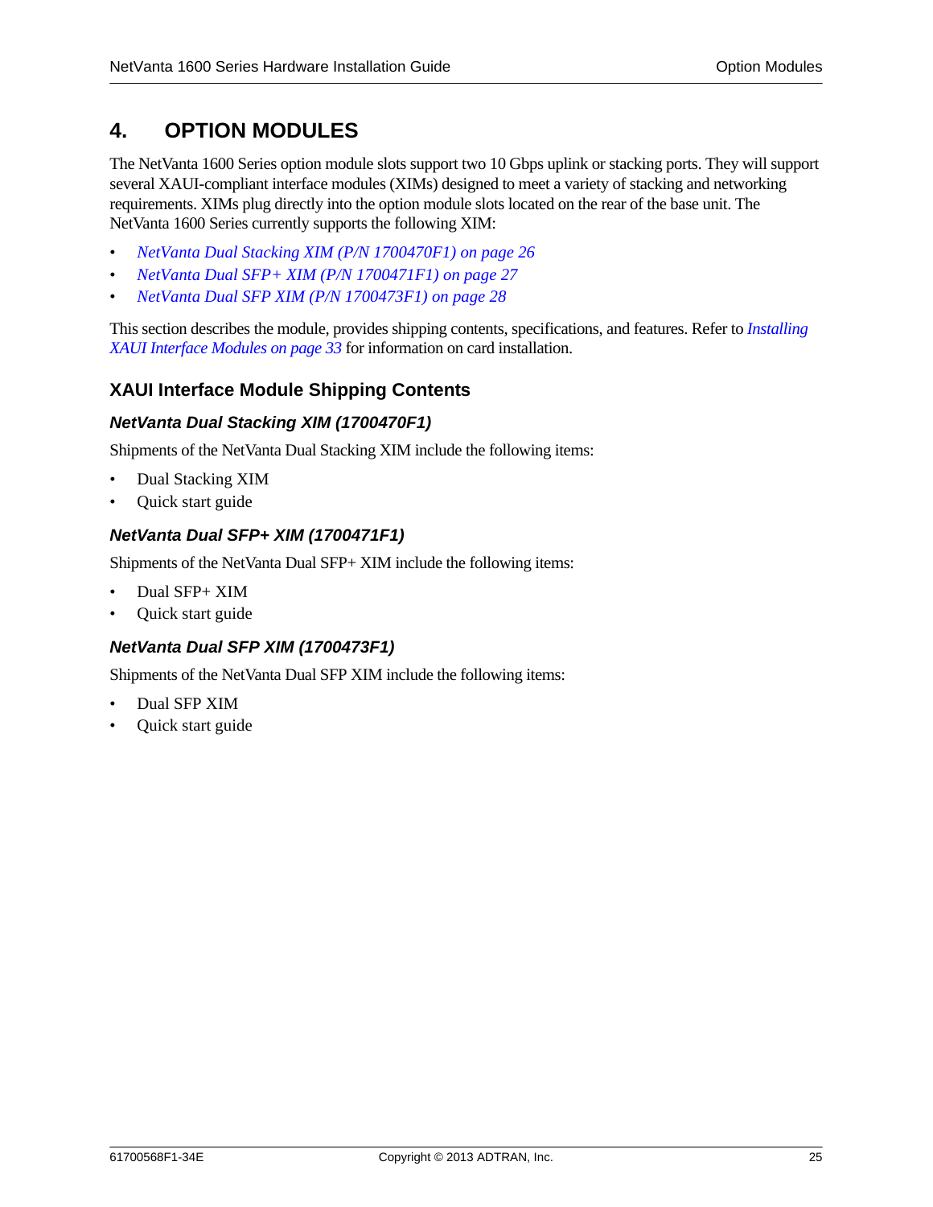# 4. OPTION MODULES

The NetVanta 1600 Series option module slots support two 10 Gbps uplink or stacking ports. They will support several XAUI-compliant interface modules (XIMs) designed to meet a variety of stacking and networking requirements. XIMs plug directly into the option module slots located on the rear of the base unit. The NetVanta 1600 Series currently supports the following XIM:

- *NetVanta Dual Stacking XIM (P/N 1700470F1) on page 26*
- *NetVanta Dual SFP+ XIM (P/N 1700471F1) on page 27*
- *NetVanta Dual SFP XIM (P/N 1700473F1) on page 28*

This section describes the module, provides shipping contents, specifications, and features. Refer to *Installing XAUI Interface Modules on page 33* for information on card installation.

## XAUI Interface Module Shipping Contents

### *NetVanta Dual Stacking XIM (1700470F1)*

Shipments of the NetVanta Dual Stacking XIM include the following items:

- Dual Stacking XIM
- Quick start guide

### *NetVanta Dual SFP+ XIM (1700471F1)*

Shipments of the NetVanta Dual SFP+ XIM include the following items:

- Dual SFP+ XIM
- Quick start guide

### *NetVanta Dual SFP XIM (1700473F1)*

Shipments of the NetVanta Dual SFP XIM include the following items:

- Dual SFP XIM
- Quick start guide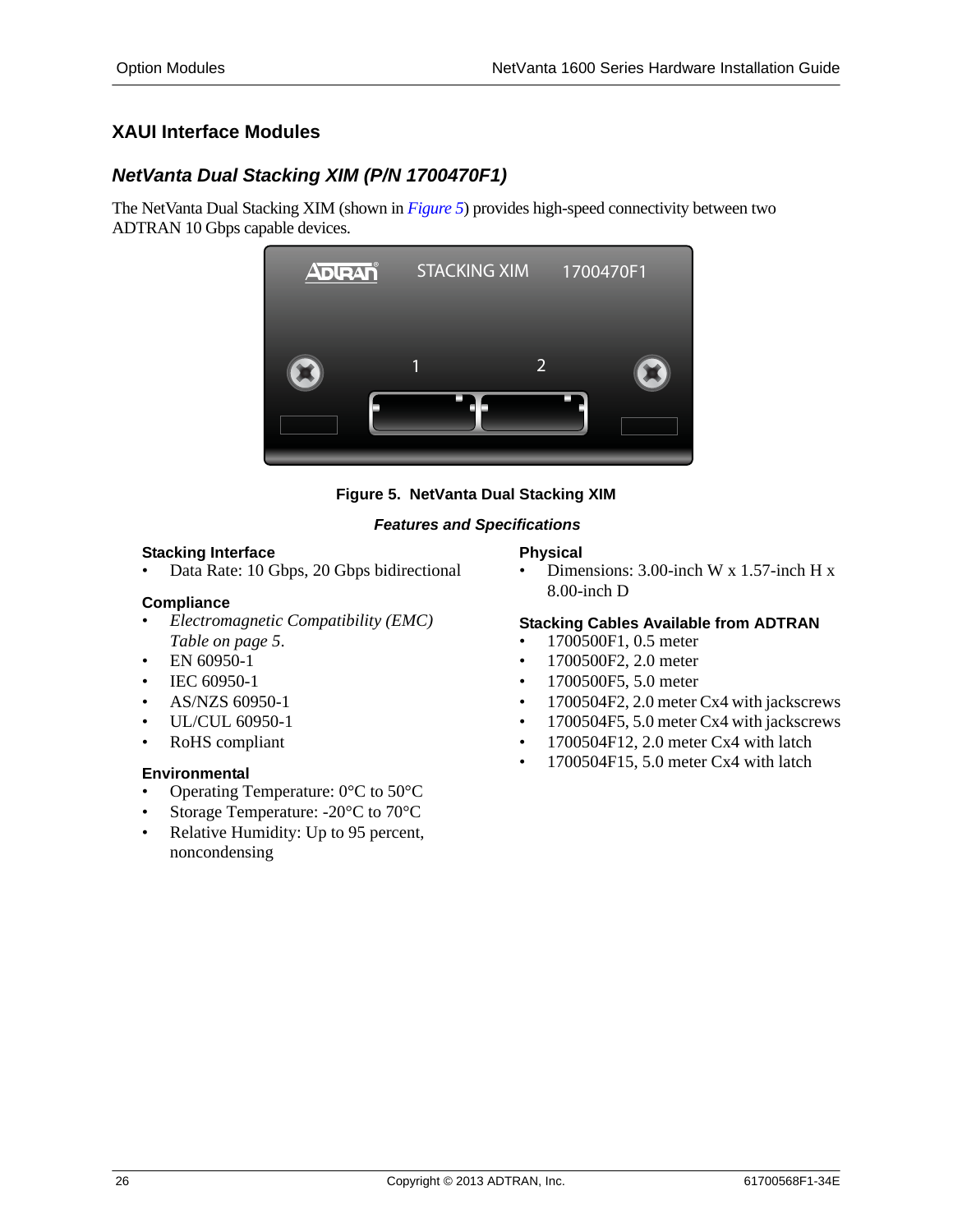## XAUI Interface Modules

### *NetVanta Dual Stacking XIM (P/N 1700470F1)*

The NetVanta Dual Stacking XIM (shown in *Figure 5*) provides high-speed connectivity between two ADTRAN 10 Gbps capable devices.

**Figure 5. NetVanta Dual Stacking XIM**

***Features and Specifications***

**Stacking Interface**

- Data Rate: 10 Gbps, 20 Gbps bidirectional

**Compliance**

- *Electromagnetic Compatibility (EMC) Table on page 5*.
- EN 60950-1
- IEC 60950-1
- AS/NZS 60950-1
- UL/CUL 60950-1
- RoHS compliant

**Environmental**

- Operating Temperature: 0°C to 50°C
- Storage Temperature: -20°C to 70°C
- Relative Humidity: Up to 95 percent, noncondensing

**Physical**

- Dimensions: 3.00-inch W x 1.57-inch H x 8.00-inch D

**Stacking Cables Available from ADTRAN**

- 1700500F1, 0.5 meter
- 1700500F2, 2.0 meter
- 1700500F5, 5.0 meter
- 1700504F2, 2.0 meter Cx4 with jackscrews
- 1700504F5, 5.0 meter Cx4 with jackscrews
- 1700504F12, 2.0 meter Cx4 with latch
- 1700504F15, 5.0 meter Cx4 with latch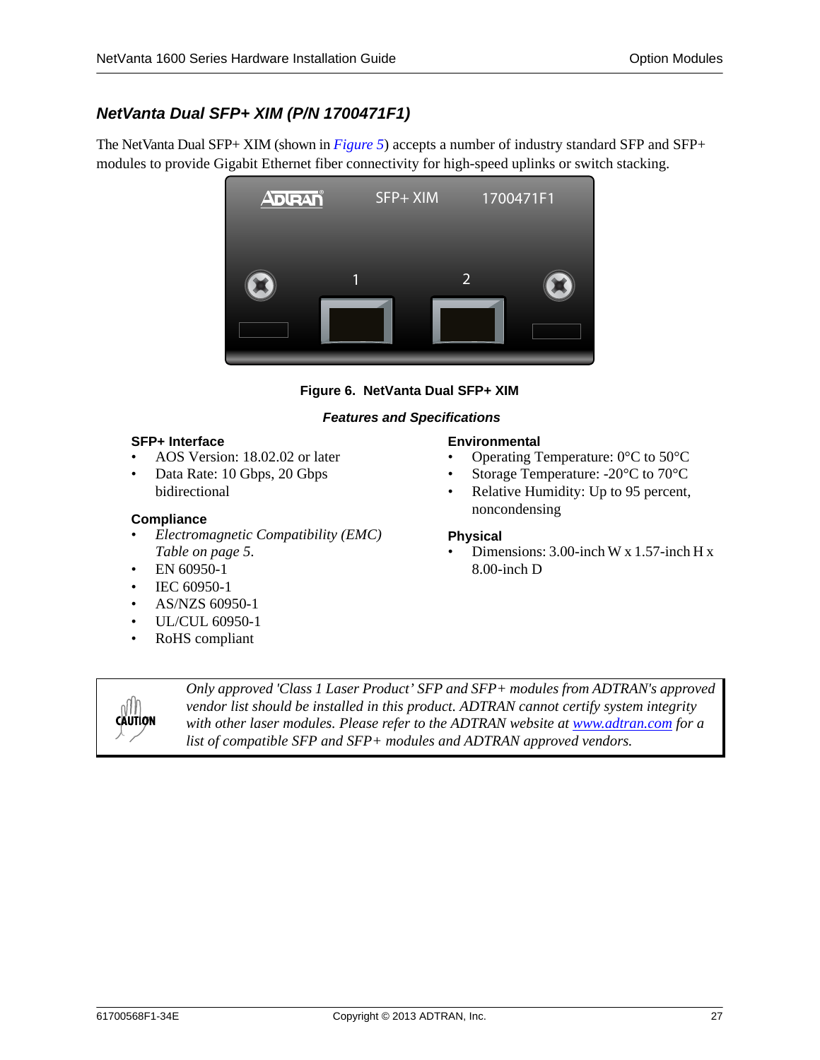## *NetVanta Dual SFP+ XIM (P/N 1700471F1)*

The NetVanta Dual SFP+ XIM (shown in *Figure 5*) accepts a number of industry standard SFP and SFP+ modules to provide Gigabit Ethernet fiber connectivity for high-speed uplinks or switch stacking.

**Figure 6. NetVanta Dual SFP+ XIM**

***Features and Specifications***

**SFP+ Interface**

- AOS Version: 18.02.02 or later
- Data Rate: 10 Gbps, 20 Gbps bidirectional

**Compliance**

- *Electromagnetic Compatibility (EMC) Table on page 5.*
- EN 60950-1
- IEC 60950-1
- AS/NZS 60950-1
- UL/CUL 60950-1
- RoHS compliant

**Environmental**

- Operating Temperature: 0°C to 50°C
- Storage Temperature: -20°C to 70°C
- Relative Humidity: Up to 95 percent, noncondensing

**Physical**

- Dimensions: 3.00-inch W x 1.57-inch H x 8.00-inch D

CAUTION

*Only approved 'Class 1 Laser Product' SFP and SFP+ modules from ADTRAN's approved vendor list should be installed in this product. ADTRAN cannot certify system integrity with other laser modules. Please refer to the ADTRAN website at www.adtran.com for a list of compatible SFP and SFP+ modules and ADTRAN approved vendors.*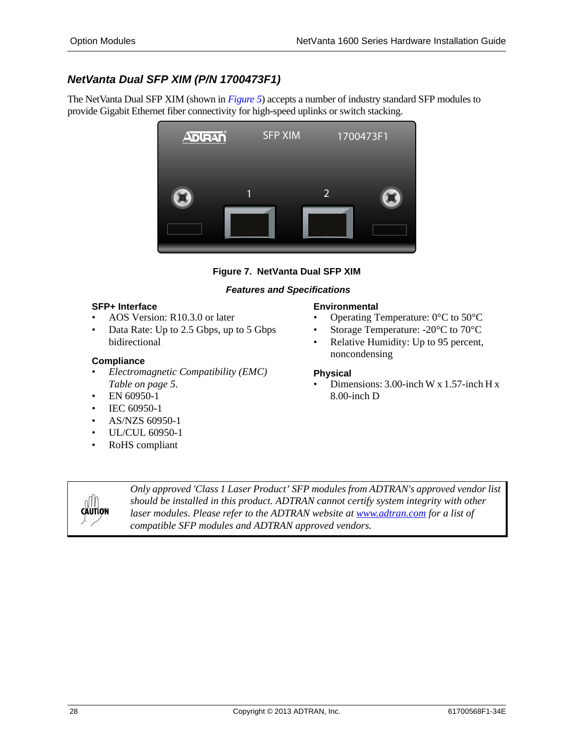## *NetVanta Dual SFP XIM (P/N 1700473F1)*

The NetVanta Dual SFP XIM (shown in *Figure 5*) accepts a number of industry standard SFP modules to provide Gigabit Ethernet fiber connectivity for high-speed uplinks or switch stacking.

**Figure 7. NetVanta Dual SFP XIM**

### *Features and Specifications*

**SFP+ Interface**

- AOS Version: R10.3.0 or later
- Data Rate: Up to 2.5 Gbps, up to 5 Gbps bidirectional

**Compliance**

- *Electromagnetic Compatibility (EMC) Table on page 5.*
- EN 60950-1
- IEC 60950-1
- AS/NZS 60950-1
- UL/CUL 60950-1
- RoHS compliant

**Environmental**

- Operating Temperature: 0°C to 50°C
- Storage Temperature: -20°C to 70°C
- Relative Humidity: Up to 95 percent, noncondensing

**Physical**

- Dimensions: 3.00-inch W x 1.57-inch H x 8.00-inch D

> **CAUTION**
>
> *Only approved 'Class 1 Laser Product' SFP modules from ADTRAN's approved vendor list should be installed in this product. ADTRAN cannot certify system integrity with other laser modules. Please refer to the ADTRAN website at www.adtran.com for a list of compatible SFP modules and ADTRAN approved vendors.*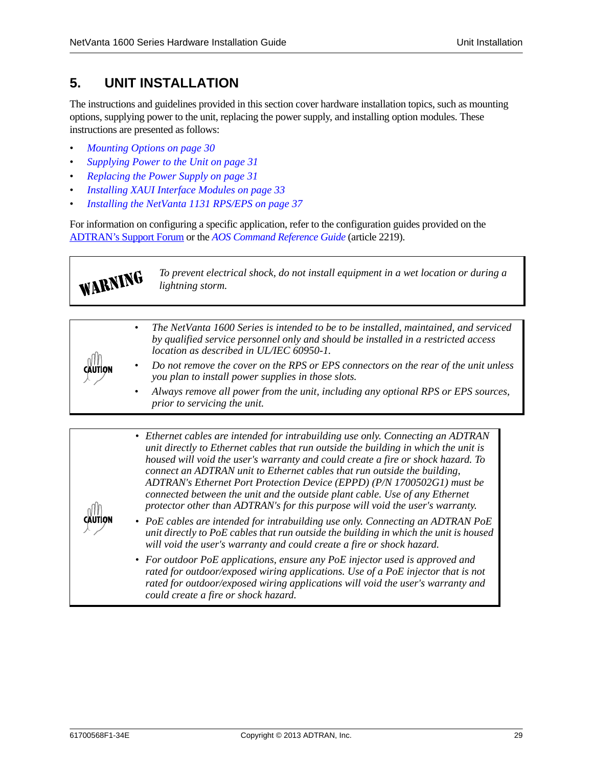# 5. UNIT INSTALLATION

The instructions and guidelines provided in this section cover hardware installation topics, such as mounting options, supplying power to the unit, replacing the power supply, and installing option modules. These instructions are presented as follows:

- *Mounting Options on page 30*
- *Supplying Power to the Unit on page 31*
- *Replacing the Power Supply on page 31*
- *Installing XAUI Interface Modules on page 33*
- *Installing the NetVanta 1131 RPS/EPS on page 37*

For information on configuring a specific application, refer to the configuration guides provided on the ADTRAN's Support Forum or the *AOS Command Reference Guide* (article 2219).

> **WARNING**
>
> *To prevent electrical shock, do not install equipment in a wet location or during a lightning storm.*

> **CAUTION**
>
> - *The NetVanta 1600 Series is intended to be to be installed, maintained, and serviced by qualified service personnel only and should be installed in a restricted access location as described in UL/IEC 60950-1.*
> - *Do not remove the cover on the RPS or EPS connectors on the rear of the unit unless you plan to install power supplies in those slots.*
> - *Always remove all power from the unit, including any optional RPS or EPS sources, prior to servicing the unit.*

> **CAUTION**
>
> - *Ethernet cables are intended for intrabuilding use only. Connecting an ADTRAN unit directly to Ethernet cables that run outside the building in which the unit is housed will void the user's warranty and could create a fire or shock hazard. To connect an ADTRAN unit to Ethernet cables that run outside the building, ADTRAN's Ethernet Port Protection Device (EPPD) (P/N 1700502G1) must be connected between the unit and the outside plant cable. Use of any Ethernet protector other than ADTRAN's for this purpose will void the user's warranty.*
> - *PoE cables are intended for intrabuilding use only. Connecting an ADTRAN PoE unit directly to PoE cables that run outside the building in which the unit is housed will void the user's warranty and could create a fire or shock hazard.*
> - *For outdoor PoE applications, ensure any PoE injector used is approved and rated for outdoor/exposed wiring applications. Use of a PoE injector that is not rated for outdoor/exposed wiring applications will void the user's warranty and could create a fire or shock hazard.*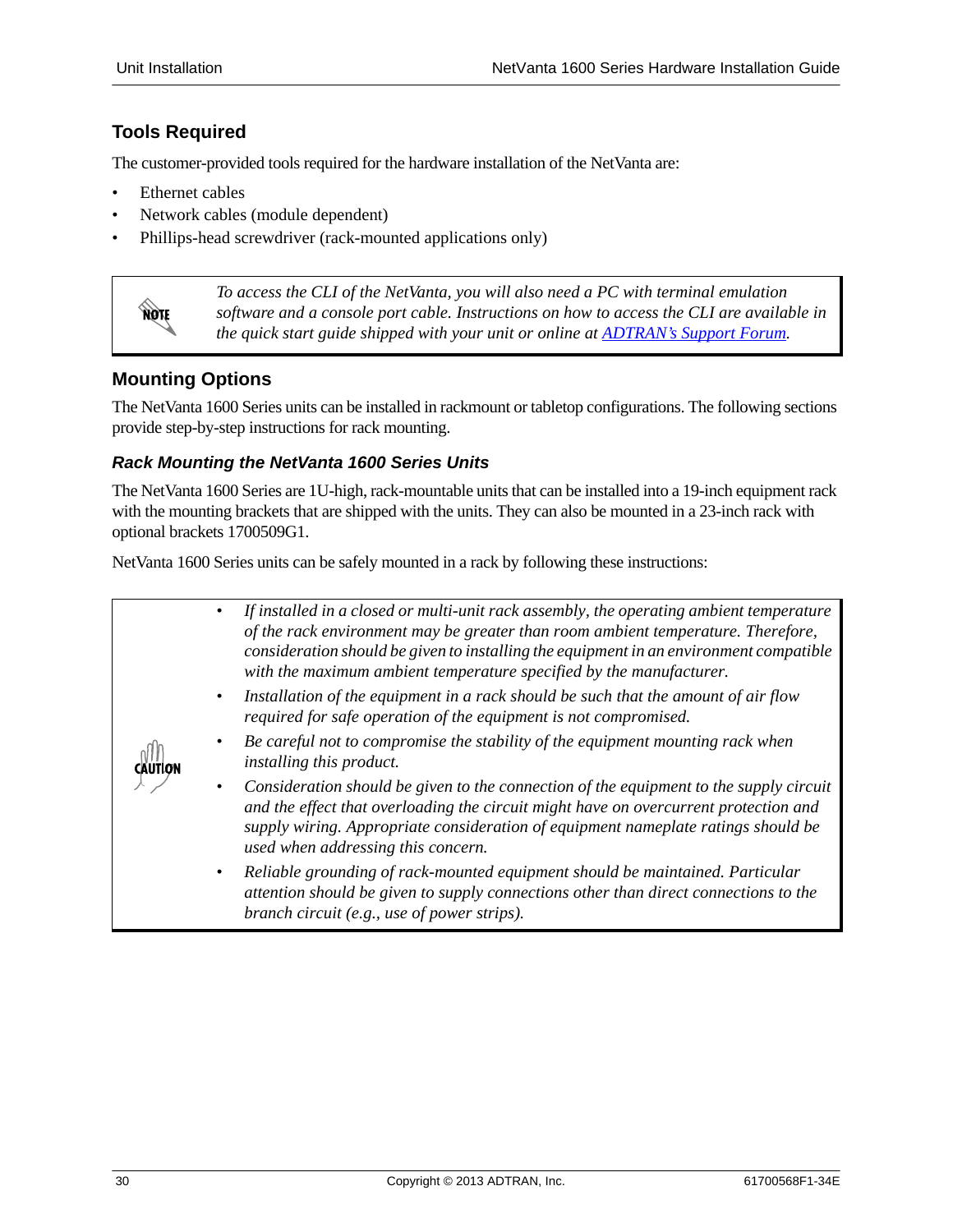## Tools Required

The customer-provided tools required for the hardware installation of the NetVanta are:

- Ethernet cables
- Network cables (module dependent)
- Phillips-head screwdriver (rack-mounted applications only)

> **NOTE**
>
> *To access the CLI of the NetVanta, you will also need a PC with terminal emulation software and a console port cable. Instructions on how to access the CLI are available in the quick start guide shipped with your unit or online at [ADTRAN's Support Forum](ADTRAN's Support Forum).*

## Mounting Options

The NetVanta 1600 Series units can be installed in rackmount or tabletop configurations. The following sections provide step-by-step instructions for rack mounting.

### *Rack Mounting the NetVanta 1600 Series Units*

The NetVanta 1600 Series are 1U-high, rack-mountable units that can be installed into a 19-inch equipment rack with the mounting brackets that are shipped with the units. They can also be mounted in a 23-inch rack with optional brackets 1700509G1.

NetVanta 1600 Series units can be safely mounted in a rack by following these instructions:

> **CAUTION**
>
> - *If installed in a closed or multi-unit rack assembly, the operating ambient temperature of the rack environment may be greater than room ambient temperature. Therefore, consideration should be given to installing the equipment in an environment compatible with the maximum ambient temperature specified by the manufacturer.*
> - *Installation of the equipment in a rack should be such that the amount of air flow required for safe operation of the equipment is not compromised.*
> - *Be careful not to compromise the stability of the equipment mounting rack when installing this product.*
> - *Consideration should be given to the connection of the equipment to the supply circuit and the effect that overloading the circuit might have on overcurrent protection and supply wiring. Appropriate consideration of equipment nameplate ratings should be used when addressing this concern.*
> - *Reliable grounding of rack-mounted equipment should be maintained. Particular attention should be given to supply connections other than direct connections to the branch circuit (e.g., use of power strips).*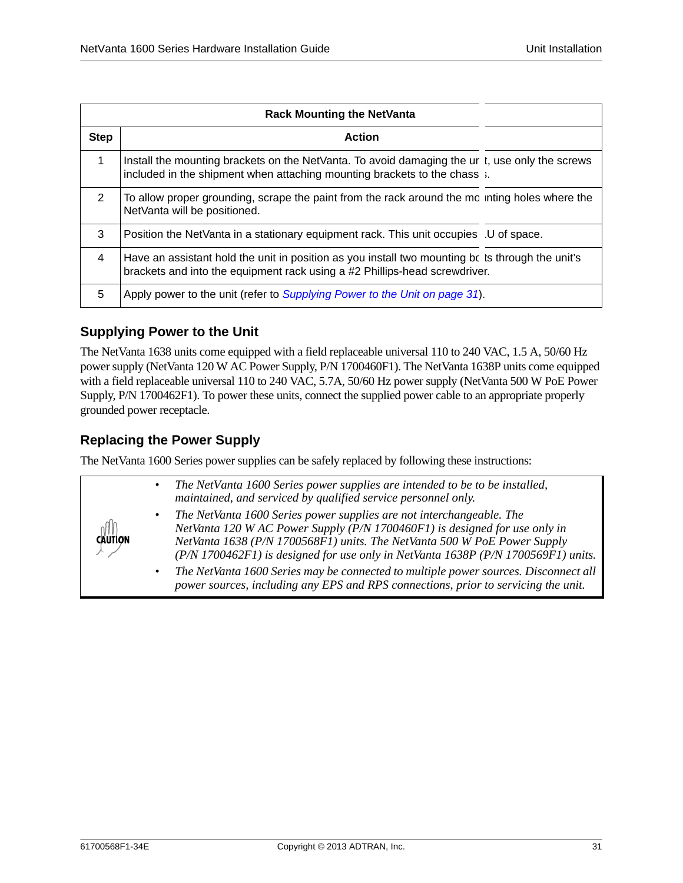| Rack Mounting the NetVanta | |
|---|---|
| **Step** | **Action** |
| 1 | Install the mounting brackets on the NetVanta. To avoid damaging the unit, use only the screws included in the shipment when attaching mounting brackets to the chassis. |
| 2 | To allow proper grounding, scrape the paint from the rack around the mounting holes where the NetVanta will be positioned. |
| 3 | Position the NetVanta in a stationary equipment rack. This unit occupies 1U of space. |
| 4 | Have an assistant hold the unit in position as you install two mounting bolts through the unit's brackets and into the equipment rack using a #2 Phillips-head screwdriver. |
| 5 | Apply power to the unit (refer to *Supplying Power to the Unit on page 31*). |

## Supplying Power to the Unit

The NetVanta 1638 units come equipped with a field replaceable universal 110 to 240 VAC, 1.5 A, 50/60 Hz power supply (NetVanta 120 W AC Power Supply, P/N 1700460F1). The NetVanta 1638P units come equipped with a field replaceable universal 110 to 240 VAC, 5.7A, 50/60 Hz power supply (NetVanta 500 W PoE Power Supply, P/N 1700462F1). To power these units, connect the supplied power cable to an appropriate properly grounded power receptacle.

## Replacing the Power Supply

The NetVanta 1600 Series power supplies can be safely replaced by following these instructions:

CAUTION

- *The NetVanta 1600 Series power supplies are intended to be to be installed, maintained, and serviced by qualified service personnel only.*
- *The NetVanta 1600 Series power supplies are not interchangeable. The NetVanta 120 W AC Power Supply (P/N 1700460F1) is designed for use only in NetVanta 1638 (P/N 1700568F1) units. The NetVanta 500 W PoE Power Supply (P/N 1700462F1) is designed for use only in NetVanta 1638P (P/N 1700569F1) units.*
- *The NetVanta 1600 Series may be connected to multiple power sources. Disconnect all power sources, including any EPS and RPS connections, prior to servicing the unit.*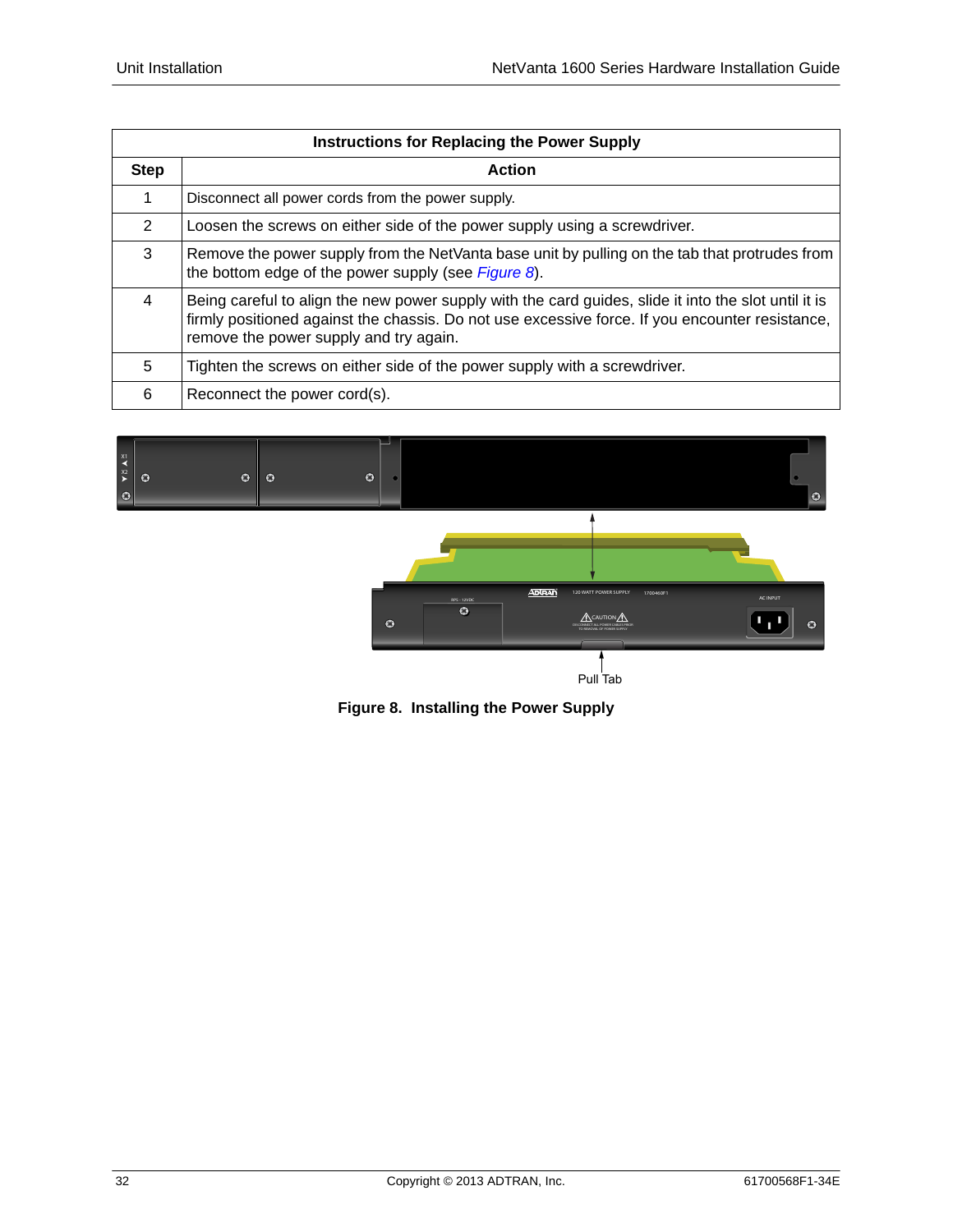| Instructions for Replacing the Power Supply | |
|---|---|
| **Step** | **Action** |
| 1 | Disconnect all power cords from the power supply. |
| 2 | Loosen the screws on either side of the power supply using a screwdriver. |
| 3 | Remove the power supply from the NetVanta base unit by pulling on the tab that protrudes from the bottom edge of the power supply (see *Figure 8*). |
| 4 | Being careful to align the new power supply with the card guides, slide it into the slot until it is firmly positioned against the chassis. Do not use excessive force. If you encounter resistance, remove the power supply and try again. |
| 5 | Tighten the screws on either side of the power supply with a screwdriver. |
| 6 | Reconnect the power cord(s). |

Pull Tab

**Figure 8. Installing the Power Supply**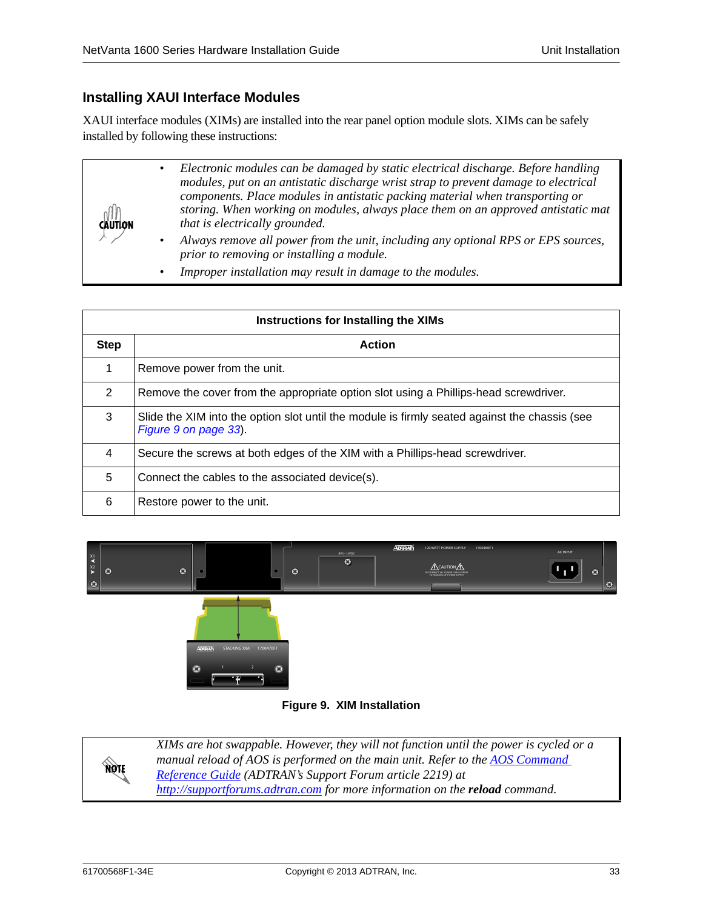## Installing XAUI Interface Modules

XAUI interface modules (XIMs) are installed into the rear panel option module slots. XIMs can be safely installed by following these instructions:

> **CAUTION**
>
> - *Electronic modules can be damaged by static electrical discharge. Before handling modules, put on an antistatic discharge wrist strap to prevent damage to electrical components. Place modules in antistatic packing material when transporting or storing. When working on modules, always place them on an approved antistatic mat that is electrically grounded.*
> - *Always remove all power from the unit, including any optional RPS or EPS sources, prior to removing or installing a module.*
> - *Improper installation may result in damage to the modules.*

**Instructions for Installing the XIMs**

| Step | Action |
|---|---|
| 1 | Remove power from the unit. |
| 2 | Remove the cover from the appropriate option slot using a Phillips-head screwdriver. |
| 3 | Slide the XIM into the option slot until the module is firmly seated against the chassis (see *Figure 9 on page 33*). |
| 4 | Secure the screws at both edges of the XIM with a Phillips-head screwdriver. |
| 5 | Connect the cables to the associated device(s). |
| 6 | Restore power to the unit. |

**Figure 9. XIM Installation**

> **NOTE**
>
> *XIMs are hot swappable. However, they will not function until the power is cycled or a manual reload of AOS is performed on the main unit. Refer to the AOS Command Reference Guide (ADTRAN's Support Forum article 2219) at http://supportforums.adtran.com for more information on the* ***reload*** *command.*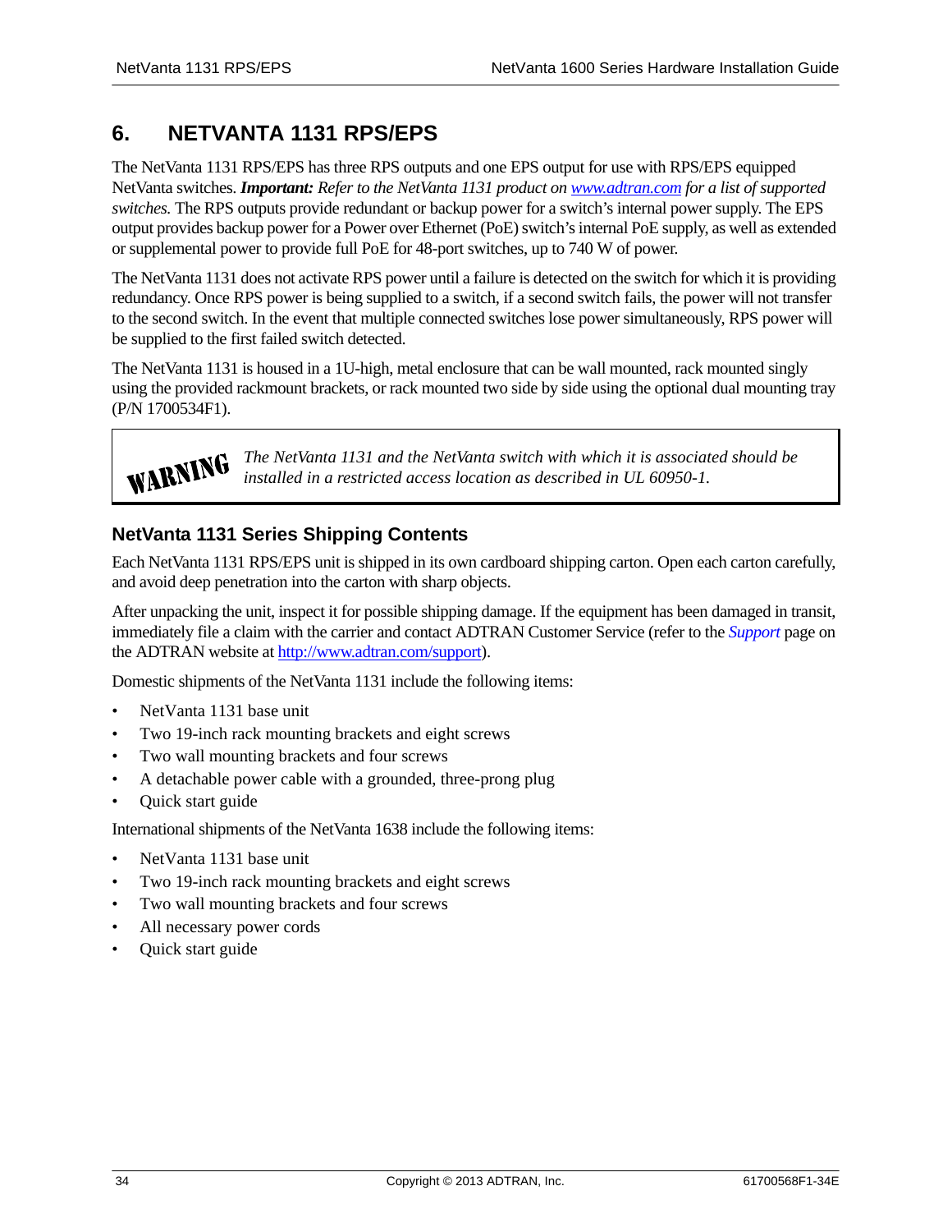# 6. NETVANTA 1131 RPS/EPS

The NetVanta 1131 RPS/EPS has three RPS outputs and one EPS output for use with RPS/EPS equipped NetVanta switches. ***Important:*** *Refer to the NetVanta 1131 product on [www.adtran.com](www.adtran.com) for a list of supported switches.* The RPS outputs provide redundant or backup power for a switch's internal power supply. The EPS output provides backup power for a Power over Ethernet (PoE) switch's internal PoE supply, as well as extended or supplemental power to provide full PoE for 48-port switches, up to 740 W of power.

The NetVanta 1131 does not activate RPS power until a failure is detected on the switch for which it is providing redundancy. Once RPS power is being supplied to a switch, if a second switch fails, the power will not transfer to the second switch. In the event that multiple connected switches lose power simultaneously, RPS power will be supplied to the first failed switch detected.

The NetVanta 1131 is housed in a 1U-high, metal enclosure that can be wall mounted, rack mounted singly using the provided rackmount brackets, or rack mounted two side by side using the optional dual mounting tray (P/N 1700534F1).

> **WARNING** *The NetVanta 1131 and the NetVanta switch with which it is associated should be installed in a restricted access location as described in UL 60950-1.*

## NetVanta 1131 Series Shipping Contents

Each NetVanta 1131 RPS/EPS unit is shipped in its own cardboard shipping carton. Open each carton carefully, and avoid deep penetration into the carton with sharp objects.

After unpacking the unit, inspect it for possible shipping damage. If the equipment has been damaged in transit, immediately file a claim with the carrier and contact ADTRAN Customer Service (refer to the *Support* page on the ADTRAN website at [http://www.adtran.com/support](http://www.adtran.com/support)).

Domestic shipments of the NetVanta 1131 include the following items:

- NetVanta 1131 base unit
- Two 19-inch rack mounting brackets and eight screws
- Two wall mounting brackets and four screws
- A detachable power cable with a grounded, three-prong plug
- Quick start guide

International shipments of the NetVanta 1638 include the following items:

- NetVanta 1131 base unit
- Two 19-inch rack mounting brackets and eight screws
- Two wall mounting brackets and four screws
- All necessary power cords
- Quick start guide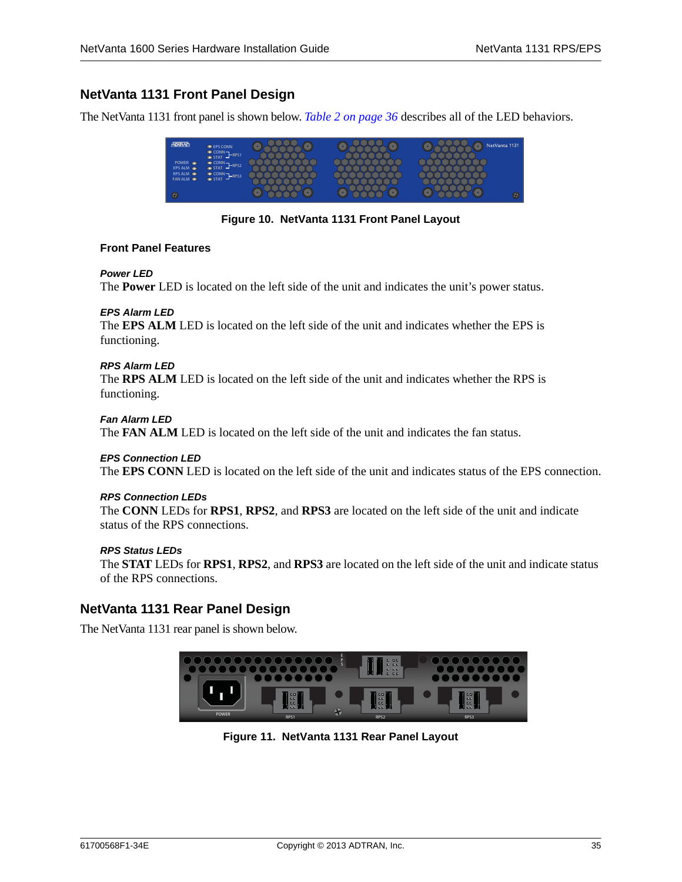## NetVanta 1131 Front Panel Design

The NetVanta 1131 front panel is shown below. *Table 2 on page 36* describes all of the LED behaviors.

**Figure 10. NetVanta 1131 Front Panel Layout**

### Front Panel Features

#### *Power LED*

The **Power** LED is located on the left side of the unit and indicates the unit's power status.

#### *EPS Alarm LED*

The **EPS ALM** LED is located on the left side of the unit and indicates whether the EPS is functioning.

#### *RPS Alarm LED*

The **RPS ALM** LED is located on the left side of the unit and indicates whether the RPS is functioning.

#### *Fan Alarm LED*

The **FAN ALM** LED is located on the left side of the unit and indicates the fan status.

#### *EPS Connection LED*

The **EPS CONN** LED is located on the left side of the unit and indicates status of the EPS connection.

#### *RPS Connection LEDs*

The **CONN** LEDs for **RPS1**, **RPS2**, and **RPS3** are located on the left side of the unit and indicate status of the RPS connections.

#### *RPS Status LEDs*

The **STAT** LEDs for **RPS1**, **RPS2**, and **RPS3** are located on the left side of the unit and indicate status of the RPS connections.

## NetVanta 1131 Rear Panel Design

The NetVanta 1131 rear panel is shown below.

**Figure 11. NetVanta 1131 Rear Panel Layout**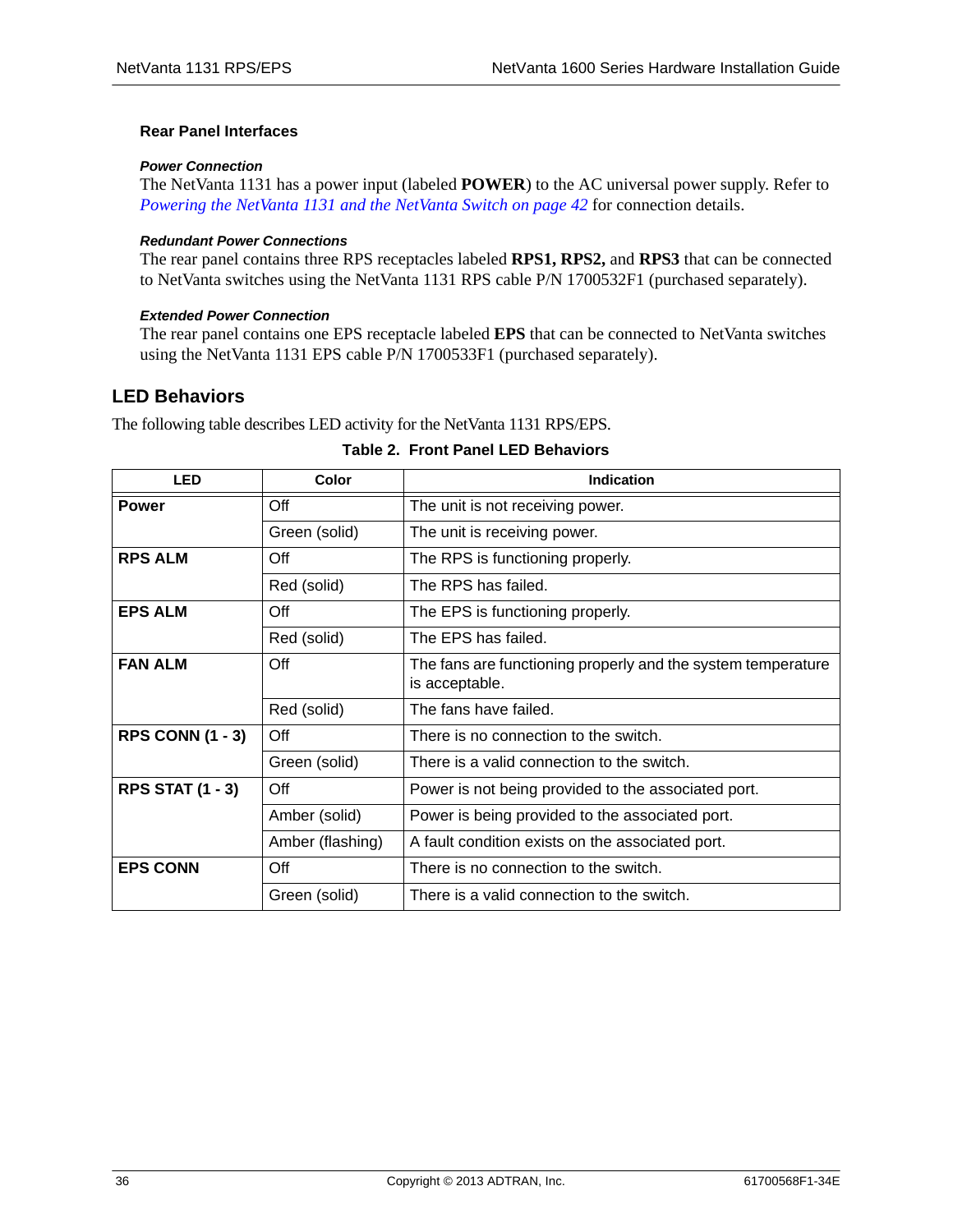### Rear Panel Interfaces

#### *Power Connection*

The NetVanta 1131 has a power input (labeled **POWER**) to the AC universal power supply. Refer to *Powering the NetVanta 1131 and the NetVanta Switch on page 42* for connection details.

#### *Redundant Power Connections*

The rear panel contains three RPS receptacles labeled **RPS1, RPS2,** and **RPS3** that can be connected to NetVanta switches using the NetVanta 1131 RPS cable P/N 1700532F1 (purchased separately).

#### *Extended Power Connection*

The rear panel contains one EPS receptacle labeled **EPS** that can be connected to NetVanta switches using the NetVanta 1131 EPS cable P/N 1700533F1 (purchased separately).

## LED Behaviors

The following table describes LED activity for the NetVanta 1131 RPS/EPS.

**Table 2. Front Panel LED Behaviors**

| LED | Color | Indication |
|---|---|---|
| **Power** | Off | The unit is not receiving power. |
| | Green (solid) | The unit is receiving power. |
| **RPS ALM** | Off | The RPS is functioning properly. |
| | Red (solid) | The RPS has failed. |
| **EPS ALM** | Off | The EPS is functioning properly. |
| | Red (solid) | The EPS has failed. |
| **FAN ALM** | Off | The fans are functioning properly and the system temperature is acceptable. |
| | Red (solid) | The fans have failed. |
| **RPS CONN (1 - 3)** | Off | There is no connection to the switch. |
| | Green (solid) | There is a valid connection to the switch. |
| **RPS STAT (1 - 3)** | Off | Power is not being provided to the associated port. |
| | Amber (solid) | Power is being provided to the associated port. |
| | Amber (flashing) | A fault condition exists on the associated port. |
| **EPS CONN** | Off | There is no connection to the switch. |
| | Green (solid) | There is a valid connection to the switch. |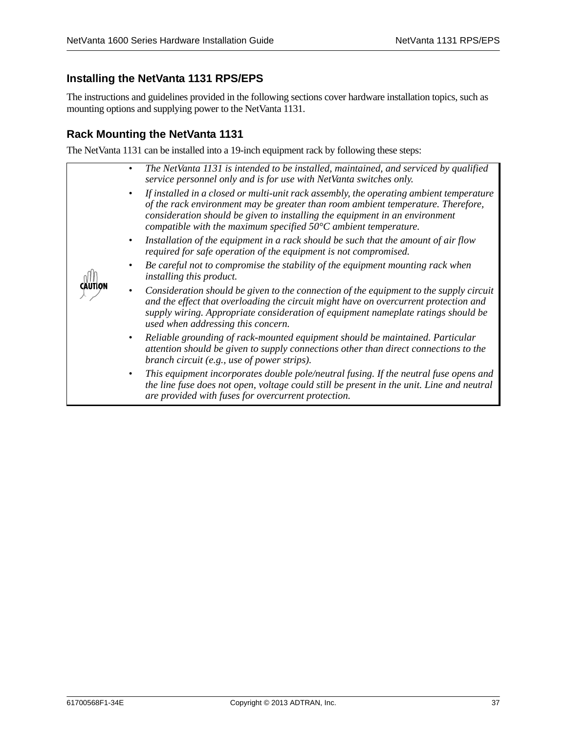## Installing the NetVanta 1131 RPS/EPS

The instructions and guidelines provided in the following sections cover hardware installation topics, such as mounting options and supplying power to the NetVanta 1131.

### Rack Mounting the NetVanta 1131

The NetVanta 1131 can be installed into a 19-inch equipment rack by following these steps:

> **CAUTION**
>
> - *The NetVanta 1131 is intended to be installed, maintained, and serviced by qualified service personnel only and is for use with NetVanta switches only.*
> - *If installed in a closed or multi-unit rack assembly, the operating ambient temperature of the rack environment may be greater than room ambient temperature. Therefore, consideration should be given to installing the equipment in an environment compatible with the maximum specified 50°C ambient temperature.*
> - *Installation of the equipment in a rack should be such that the amount of air flow required for safe operation of the equipment is not compromised.*
> - *Be careful not to compromise the stability of the equipment mounting rack when installing this product.*
> - *Consideration should be given to the connection of the equipment to the supply circuit and the effect that overloading the circuit might have on overcurrent protection and supply wiring. Appropriate consideration of equipment nameplate ratings should be used when addressing this concern.*
> - *Reliable grounding of rack-mounted equipment should be maintained. Particular attention should be given to supply connections other than direct connections to the branch circuit (e.g., use of power strips).*
> - *This equipment incorporates double pole/neutral fusing. If the neutral fuse opens and the line fuse does not open, voltage could still be present in the unit. Line and neutral are provided with fuses for overcurrent protection.*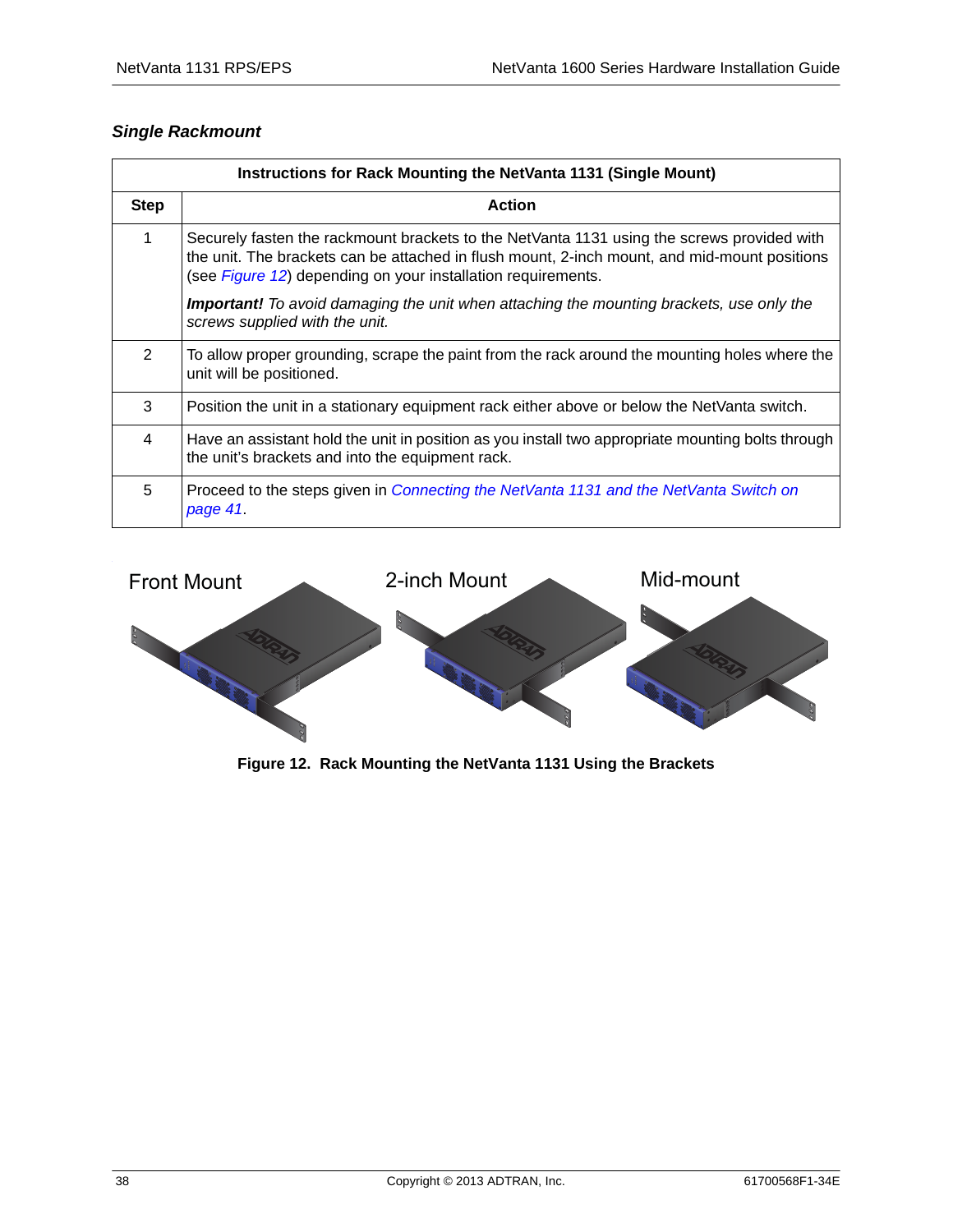### *Single Rackmount*

| Instructions for Rack Mounting the NetVanta 1131 (Single Mount) | |
|---|---|
| **Step** | **Action** |
| 1 | Securely fasten the rackmount brackets to the NetVanta 1131 using the screws provided with the unit. The brackets can be attached in flush mount, 2-inch mount, and mid-mount positions (see *Figure 12*) depending on your installation requirements.<br><br>***Important!*** *To avoid damaging the unit when attaching the mounting brackets, use only the screws supplied with the unit.* |
| 2 | To allow proper grounding, scrape the paint from the rack around the mounting holes where the unit will be positioned. |
| 3 | Position the unit in a stationary equipment rack either above or below the NetVanta switch. |
| 4 | Have an assistant hold the unit in position as you install two appropriate mounting bolts through the unit's brackets and into the equipment rack. |
| 5 | Proceed to the steps given in *Connecting the NetVanta 1131 and the NetVanta Switch on page 41*. |

Front Mount 2-inch Mount Mid-mount

**Figure 12. Rack Mounting the NetVanta 1131 Using the Brackets**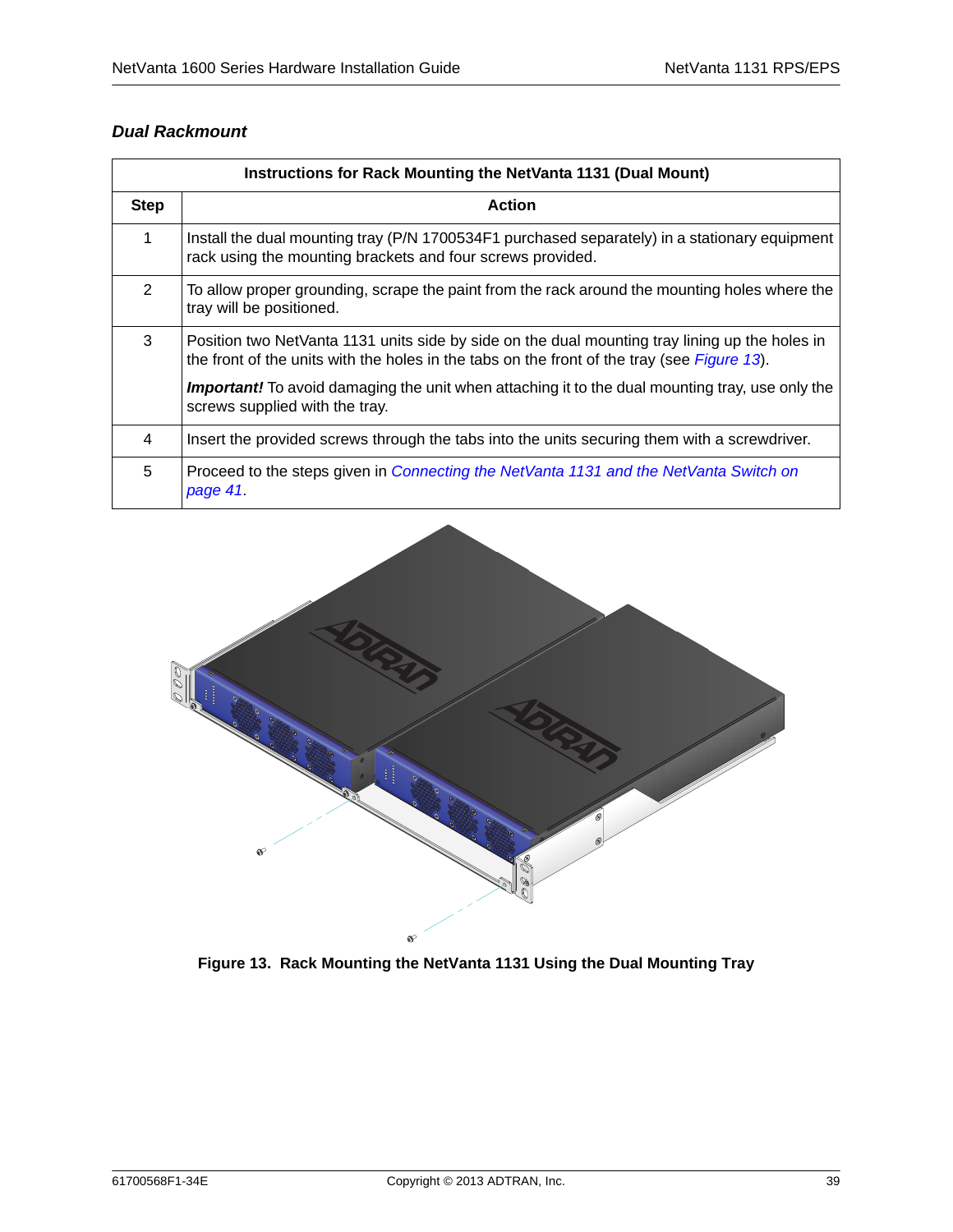### *Dual Rackmount*

| Instructions for Rack Mounting the NetVanta 1131 (Dual Mount) | |
|---|---|
| **Step** | **Action** |
| 1 | Install the dual mounting tray (P/N 1700534F1 purchased separately) in a stationary equipment rack using the mounting brackets and four screws provided. |
| 2 | To allow proper grounding, scrape the paint from the rack around the mounting holes where the tray will be positioned. |
| 3 | Position two NetVanta 1131 units side by side on the dual mounting tray lining up the holes in the front of the units with the holes in the tabs on the front of the tray (see *Figure 13*).<br><br>***Important!*** To avoid damaging the unit when attaching it to the dual mounting tray, use only the screws supplied with the tray. |
| 4 | Insert the provided screws through the tabs into the units securing them with a screwdriver. |
| 5 | Proceed to the steps given in *Connecting the NetVanta 1131 and the NetVanta Switch on page 41*. |

**Figure 13. Rack Mounting the NetVanta 1131 Using the Dual Mounting Tray**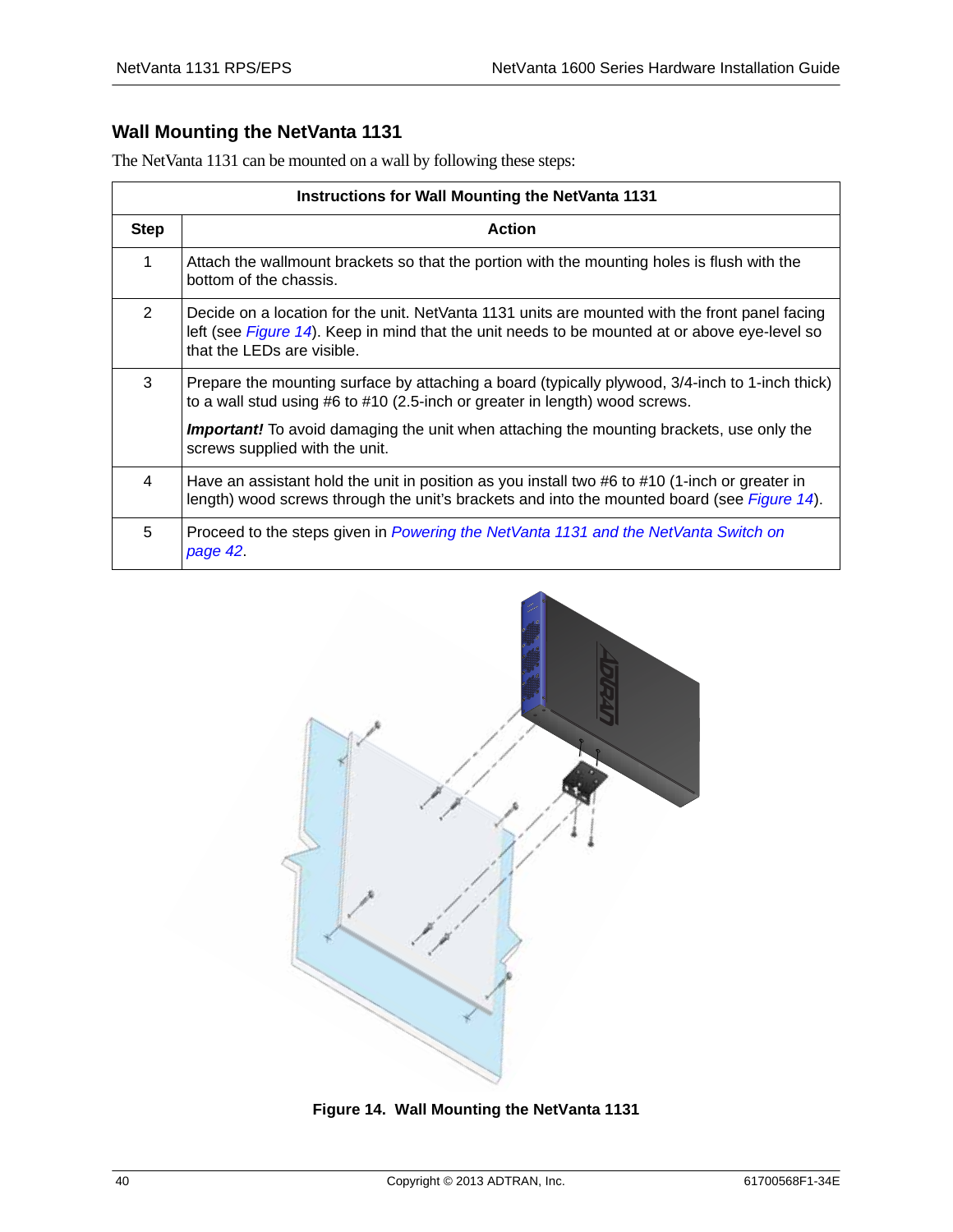## Wall Mounting the NetVanta 1131

The NetVanta 1131 can be mounted on a wall by following these steps:

| Instructions for Wall Mounting the NetVanta 1131 | |
|---|---|
| **Step** | **Action** |
| 1 | Attach the wallmount brackets so that the portion with the mounting holes is flush with the bottom of the chassis. |
| 2 | Decide on a location for the unit. NetVanta 1131 units are mounted with the front panel facing left (see *Figure 14*). Keep in mind that the unit needs to be mounted at or above eye-level so that the LEDs are visible. |
| 3 | Prepare the mounting surface by attaching a board (typically plywood, 3/4-inch to 1-inch thick) to a wall stud using #6 to #10 (2.5-inch or greater in length) wood screws.<br><br>***Important!*** To avoid damaging the unit when attaching the mounting brackets, use only the screws supplied with the unit. |
| 4 | Have an assistant hold the unit in position as you install two #6 to #10 (1-inch or greater in length) wood screws through the unit's brackets and into the mounted board (see *Figure 14*). |
| 5 | Proceed to the steps given in *Powering the NetVanta 1131 and the NetVanta Switch on page 42*. |

**Figure 14. Wall Mounting the NetVanta 1131**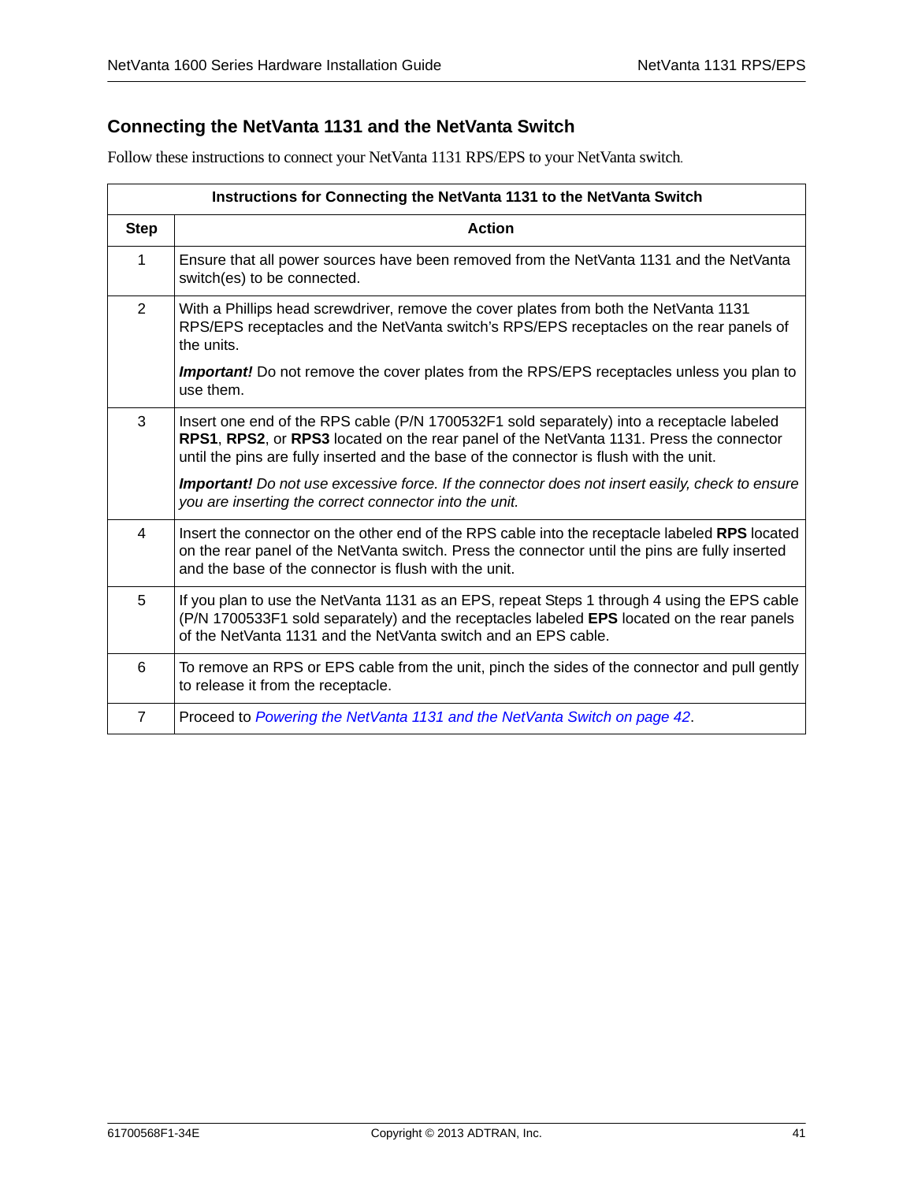## Connecting the NetVanta 1131 and the NetVanta Switch

Follow these instructions to connect your NetVanta 1131 RPS/EPS to your NetVanta switch.

| Instructions for Connecting the NetVanta 1131 to the NetVanta Switch | |
|---|---|
| **Step** | **Action** |
| 1 | Ensure that all power sources have been removed from the NetVanta 1131 and the NetVanta switch(es) to be connected. |
| 2 | With a Phillips head screwdriver, remove the cover plates from both the NetVanta 1131 RPS/EPS receptacles and the NetVanta switch's RPS/EPS receptacles on the rear panels of the units.<br><br>***Important!*** Do not remove the cover plates from the RPS/EPS receptacles unless you plan to use them. |
| 3 | Insert one end of the RPS cable (P/N 1700532F1 sold separately) into a receptacle labeled **RPS1**, **RPS2**, or **RPS3** located on the rear panel of the NetVanta 1131. Press the connector until the pins are fully inserted and the base of the connector is flush with the unit.<br><br>***Important!*** *Do not use excessive force. If the connector does not insert easily, check to ensure you are inserting the correct connector into the unit.* |
| 4 | Insert the connector on the other end of the RPS cable into the receptacle labeled **RPS** located on the rear panel of the NetVanta switch. Press the connector until the pins are fully inserted and the base of the connector is flush with the unit. |
| 5 | If you plan to use the NetVanta 1131 as an EPS, repeat Steps 1 through 4 using the EPS cable (P/N 1700533F1 sold separately) and the receptacles labeled **EPS** located on the rear panels of the NetVanta 1131 and the NetVanta switch and an EPS cable. |
| 6 | To remove an RPS or EPS cable from the unit, pinch the sides of the connector and pull gently to release it from the receptacle. |
| 7 | Proceed to *Powering the NetVanta 1131 and the NetVanta Switch on page 42*. |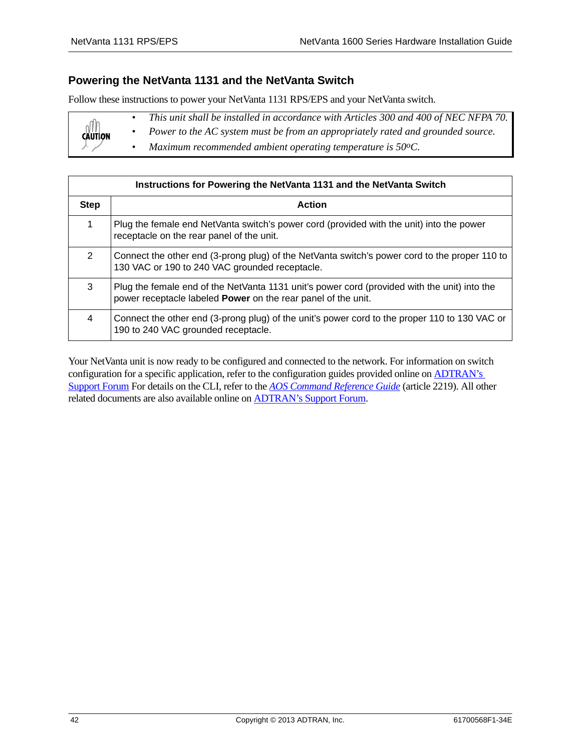## Powering the NetVanta 1131 and the NetVanta Switch

Follow these instructions to power your NetVanta 1131 RPS/EPS and your NetVanta switch.

CAUTION

- *This unit shall be installed in accordance with Articles 300 and 400 of NEC NFPA 70.*
- *Power to the AC system must be from an appropriately rated and grounded source.*
- *Maximum recommended ambient operating temperature is 50ºC.*

| Instructions for Powering the NetVanta 1131 and the NetVanta Switch | |
|---|---|
| **Step** | **Action** |
| 1 | Plug the female end NetVanta switch's power cord (provided with the unit) into the power receptacle on the rear panel of the unit. |
| 2 | Connect the other end (3-prong plug) of the NetVanta switch's power cord to the proper 110 to 130 VAC or 190 to 240 VAC grounded receptacle. |
| 3 | Plug the female end of the NetVanta 1131 unit's power cord (provided with the unit) into the power receptacle labeled **Power** on the rear panel of the unit. |
| 4 | Connect the other end (3-prong plug) of the unit's power cord to the proper 110 to 130 VAC or 190 to 240 VAC grounded receptacle. |

Your NetVanta unit is now ready to be configured and connected to the network. For information on switch configuration for a specific application, refer to the configuration guides provided online on ADTRAN's Support Forum For details on the CLI, refer to the *AOS Command Reference Guide* (article 2219). All other related documents are also available online on ADTRAN's Support Forum.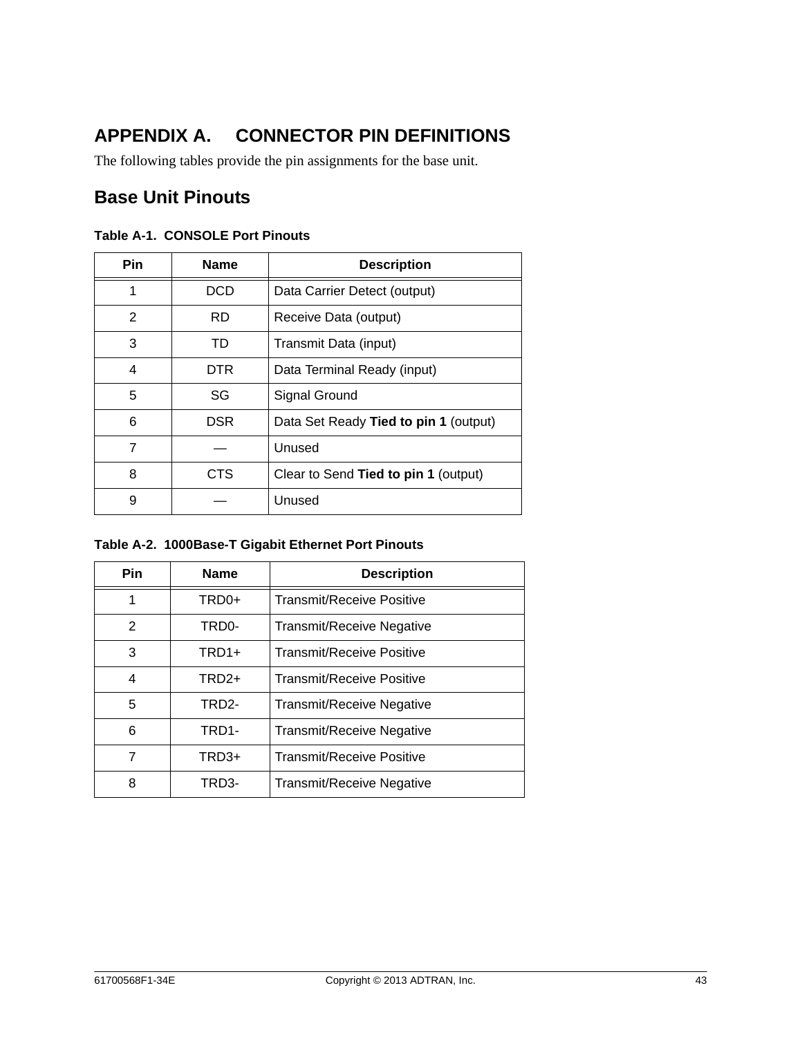# APPENDIX A. CONNECTOR PIN DEFINITIONS

The following tables provide the pin assignments for the base unit.

## Base Unit Pinouts

**Table A-1. CONSOLE Port Pinouts**

| Pin | Name | Description |
|---|---|---|
| 1 | DCD | Data Carrier Detect (output) |
| 2 | RD | Receive Data (output) |
| 3 | TD | Transmit Data (input) |
| 4 | DTR | Data Terminal Ready (input) |
| 5 | SG | Signal Ground |
| 6 | DSR | Data Set Ready **Tied to pin 1** (output) |
| 7 | — | Unused |
| 8 | CTS | Clear to Send **Tied to pin 1** (output) |
| 9 | — | Unused |

**Table A-2. 1000Base-T Gigabit Ethernet Port Pinouts**

| Pin | Name | Description |
|---|---|---|
| 1 | TRD0+ | Transmit/Receive Positive |
| 2 | TRD0- | Transmit/Receive Negative |
| 3 | TRD1+ | Transmit/Receive Positive |
| 4 | TRD2+ | Transmit/Receive Positive |
| 5 | TRD2- | Transmit/Receive Negative |
| 6 | TRD1- | Transmit/Receive Negative |
| 7 | TRD3+ | Transmit/Receive Positive |
| 8 | TRD3- | Transmit/Receive Negative |